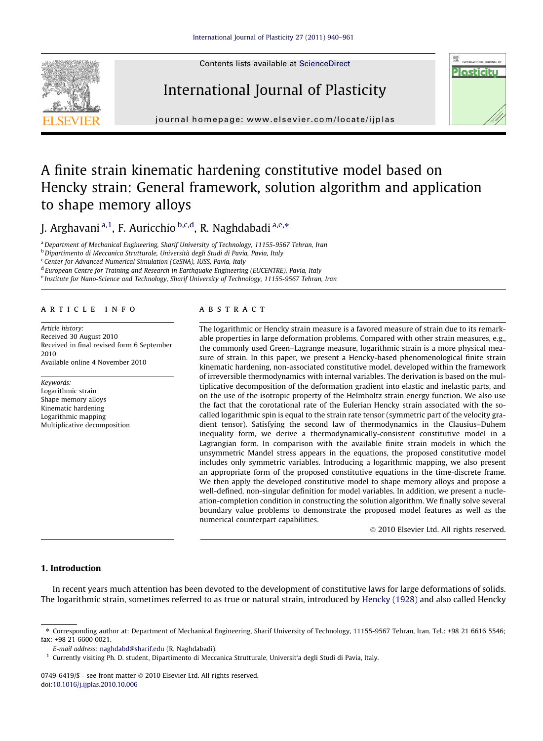# A finite strain kinematic hardening constitutive model based on Hencky strain: General framework, solution algorithm and application to shape memory alloys

J. Arghavani [a,1], F. Auricchio [b,c,d], R. Naghdabadi [a,e,*]

[a] Department of Mechanical Engineering, Sharif University of Technology, 11155-9567 Tehran, Iran
[b] Dipartimento di Meccanica Strutturale, Università degli Studi di Pavia, Pavia, Italy
[c] Center for Advanced Numerical Simulation (CeSNA), IUSS, Pavia, Italy
[d] European Centre for Training and Research in Earthquake Engineering (EUCENTRE), Pavia, Italy
[e] Institute for Nano-Science and Technology, Sharif University of Technology, 11155-9567 Tehran, Iran

## ARTICLE INFO

*Article history:*
Received 30 August 2010
Received in final revised form 6 September 2010
Available online 4 November 2010

*Keywords:*
Logarithmic strain
Shape memory alloys
Kinematic hardening
Logarithmic mapping
Multiplicative decomposition

## ABSTRACT

The logarithmic or Hencky strain measure is a favored measure of strain due to its remarkable properties in large deformation problems. Compared with other strain measures, e.g., the commonly used Green–Lagrange measure, logarithmic strain is a more physical measure of strain. In this paper, we present a Hencky-based phenomenological finite strain kinematic hardening, non-associated constitutive model, developed within the framework of irreversible thermodynamics with internal variables. The derivation is based on the multiplicative decomposition of the deformation gradient into elastic and inelastic parts, and on the use of the isotropic property of the Helmholtz strain energy function. We also use the fact that the corotational rate of the Eulerian Hencky strain associated with the so-called logarithmic spin is equal to the strain rate tensor (symmetric part of the velocity gradient tensor). Satisfying the second law of thermodynamics in the Clausius–Duhem inequality form, we derive a thermodynamically-consistent constitutive model in a Lagrangian form. In comparison with the available finite strain models in which the unsymmetric Mandel stress appears in the equations, the proposed constitutive model includes only symmetric variables. Introducing a logarithmic mapping, we also present an appropriate form of the proposed constitutive equations in the time-discrete frame. We then apply the developed constitutive model to shape memory alloys and propose a well-defined, non-singular definition for model variables. In addition, we present a nucleation-completion condition in constructing the solution algorithm. We finally solve several boundary value problems to demonstrate the proposed model features as well as the numerical counterpart capabilities.

© 2010 Elsevier Ltd. All rights reserved.

## 1. Introduction

In recent years much attention has been devoted to the development of constitutive laws for large deformations of solids. The logarithmic strain, sometimes referred to as true or natural strain, introduced by Hencky (1928) and also called Hencky

---

* Corresponding author at: Department of Mechanical Engineering, Sharif University of Technology, 11155-9567 Tehran, Iran. Tel.: +98 21 6616 5546; fax: +98 21 6600 0021.

*E-mail address:* naghdabd@sharif.edu (R. Naghdabadi).

[1] Currently visiting Ph. D. student, Dipartimento di Meccanica Strutturale, Universit'a degli Studi di Pavia, Italy.

0749-6419/$ - see front matter © 2010 Elsevier Ltd. All rights reserved.
doi:10.1016/j.ijplas.2010.10.006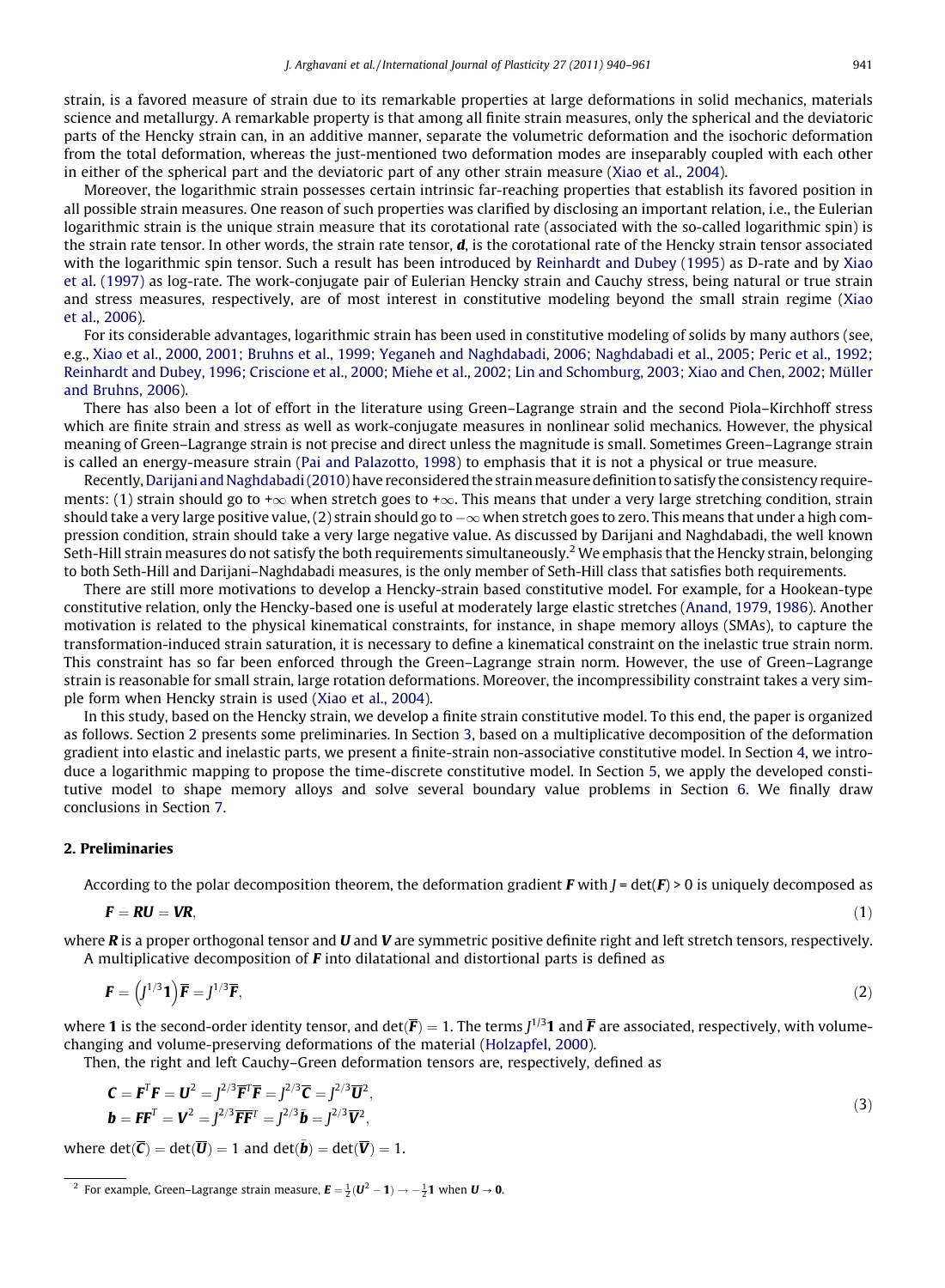strain, is a favored measure of strain due to its remarkable properties at large deformations in solid mechanics, materials science and metallurgy. A remarkable property is that among all finite strain measures, only the spherical and the deviatoric parts of the Hencky strain can, in an additive manner, separate the volumetric deformation and the isochoric deformation from the total deformation, whereas the just-mentioned two deformation modes are inseparably coupled with each other in either of the spherical part and the deviatoric part of any other strain measure (Xiao et al., 2004).

Moreover, the logarithmic strain possesses certain intrinsic far-reaching properties that establish its favored position in all possible strain measures. One reason of such properties was clarified by disclosing an important relation, i.e., the Eulerian logarithmic strain is the unique strain measure that its corotational rate (associated with the so-called logarithmic spin) is the strain rate tensor. In other words, the strain rate tensor, $\boldsymbol{d}$, is the corotational rate of the Hencky strain tensor associated with the logarithmic spin tensor. Such a result has been introduced by Reinhardt and Dubey (1995) as D-rate and by Xiao et al. (1997) as log-rate. The work-conjugate pair of Eulerian Hencky strain and Cauchy stress, being natural or true strain and stress measures, respectively, are of most interest in constitutive modeling beyond the small strain regime (Xiao et al., 2006).

For its considerable advantages, logarithmic strain has been used in constitutive modeling of solids by many authors (see, e.g., Xiao et al., 2000, 2001; Bruhns et al., 1999; Yeganeh and Naghdabadi, 2006; Naghdabadi et al., 2005; Peric et al., 1992; Reinhardt and Dubey, 1996; Criscione et al., 2000; Miehe et al., 2002; Lin and Schomburg, 2003; Xiao and Chen, 2002; Müller and Bruhns, 2006).

There has also been a lot of effort in the literature using Green–Lagrange strain and the second Piola–Kirchhoff stress which are finite strain and stress as well as work-conjugate measures in nonlinear solid mechanics. However, the physical meaning of Green–Lagrange strain is not precise and direct unless the magnitude is small. Sometimes Green–Lagrange strain is called an energy-measure strain (Pai and Palazotto, 1998) to emphasis that it is not a physical or true measure.

Recently, Darijani and Naghdabadi (2010) have reconsidered the strain measure definition to satisfy the consistency requirements: (1) strain should go to $+\infty$ when stretch goes to $+\infty$. This means that under a very large stretching condition, strain should take a very large positive value, (2) strain should go to $-\infty$ when stretch goes to zero. This means that under a high compression condition, strain should take a very large negative value. As discussed by Darijani and Naghdabadi, the well known Seth-Hill strain measures do not satisfy the both requirements simultaneously.[2] We emphasis that the Hencky strain, belonging to both Seth-Hill and Darijani–Naghdabadi measures, is the only member of Seth-Hill class that satisfies both requirements.

There are still more motivations to develop a Hencky-strain based constitutive model. For example, for a Hookean-type constitutive relation, only the Hencky-based one is useful at moderately large elastic stretches (Anand, 1979, 1986). Another motivation is related to the physical kinematical constraints, for instance, in shape memory alloys (SMAs), to capture the transformation-induced strain saturation, it is necessary to define a kinematical constraint on the inelastic true strain norm. This constraint has so far been enforced through the Green–Lagrange strain norm. However, the use of Green–Lagrange strain is reasonable for small strain, large rotation deformations. Moreover, the incompressibility constraint takes a very simple form when Hencky strain is used (Xiao et al., 2004).

In this study, based on the Hencky strain, we develop a finite strain constitutive model. To this end, the paper is organized as follows. Section 2 presents some preliminaries. In Section 3, based on a multiplicative decomposition of the deformation gradient into elastic and inelastic parts, we present a finite-strain non-associative constitutive model. In Section 4, we introduce a logarithmic mapping to propose the time-discrete constitutive model. In Section 5, we apply the developed constitutive model to shape memory alloys and solve several boundary value problems in Section 6. We finally draw conclusions in Section 7.

## 2. Preliminaries

According to the polar decomposition theorem, the deformation gradient $\boldsymbol{F}$ with $J = \det(\boldsymbol{F}) > 0$ is uniquely decomposed as

$$\boldsymbol{F} = \boldsymbol{R}\boldsymbol{U} = \boldsymbol{V}\boldsymbol{R}, \tag{1}$$

where $\boldsymbol{R}$ is a proper orthogonal tensor and $\boldsymbol{U}$ and $\boldsymbol{V}$ are symmetric positive definite right and left stretch tensors, respectively.

A multiplicative decomposition of $\boldsymbol{F}$ into dilatational and distortional parts is defined as

$$\boldsymbol{F} = \left(J^{1/3}\boldsymbol{1}\right)\overline{\boldsymbol{F}} = J^{1/3}\overline{\boldsymbol{F}}, \tag{2}$$

where $\boldsymbol{1}$ is the second-order identity tensor, and $\det(\overline{\boldsymbol{F}}) = 1$. The terms $J^{1/3}\boldsymbol{1}$ and $\overline{\boldsymbol{F}}$ are associated, respectively, with volume-changing and volume-preserving deformations of the material (Holzapfel, 2000).

Then, the right and left Cauchy–Green deformation tensors are, respectively, defined as

$$\begin{aligned}
\boldsymbol{C} &= \boldsymbol{F}^T\boldsymbol{F} = \boldsymbol{U}^2 = J^{2/3}\overline{\boldsymbol{F}}^T\overline{\boldsymbol{F}} = J^{2/3}\overline{\boldsymbol{C}} = J^{2/3}\overline{\boldsymbol{U}}^2, \\
\boldsymbol{b} &= \boldsymbol{F}\boldsymbol{F}^T = \boldsymbol{V}^2 = J^{2/3}\overline{\boldsymbol{F}}\overline{\boldsymbol{F}}^T = J^{2/3}\bar{\boldsymbol{b}} = J^{2/3}\overline{\boldsymbol{V}}^2,
\end{aligned} \tag{3}$$

where $\det(\overline{\boldsymbol{C}}) = \det(\overline{\boldsymbol{U}}) = 1$ and $\det(\bar{\boldsymbol{b}}) = \det(\overline{\boldsymbol{V}}) = 1$.

[2] For example, Green–Lagrange strain measure, $\boldsymbol{E} = \frac{1}{2}(\boldsymbol{U}^2 - \boldsymbol{1}) \to -\frac{1}{2}\boldsymbol{1}$ when $\boldsymbol{U} \to \boldsymbol{0}$.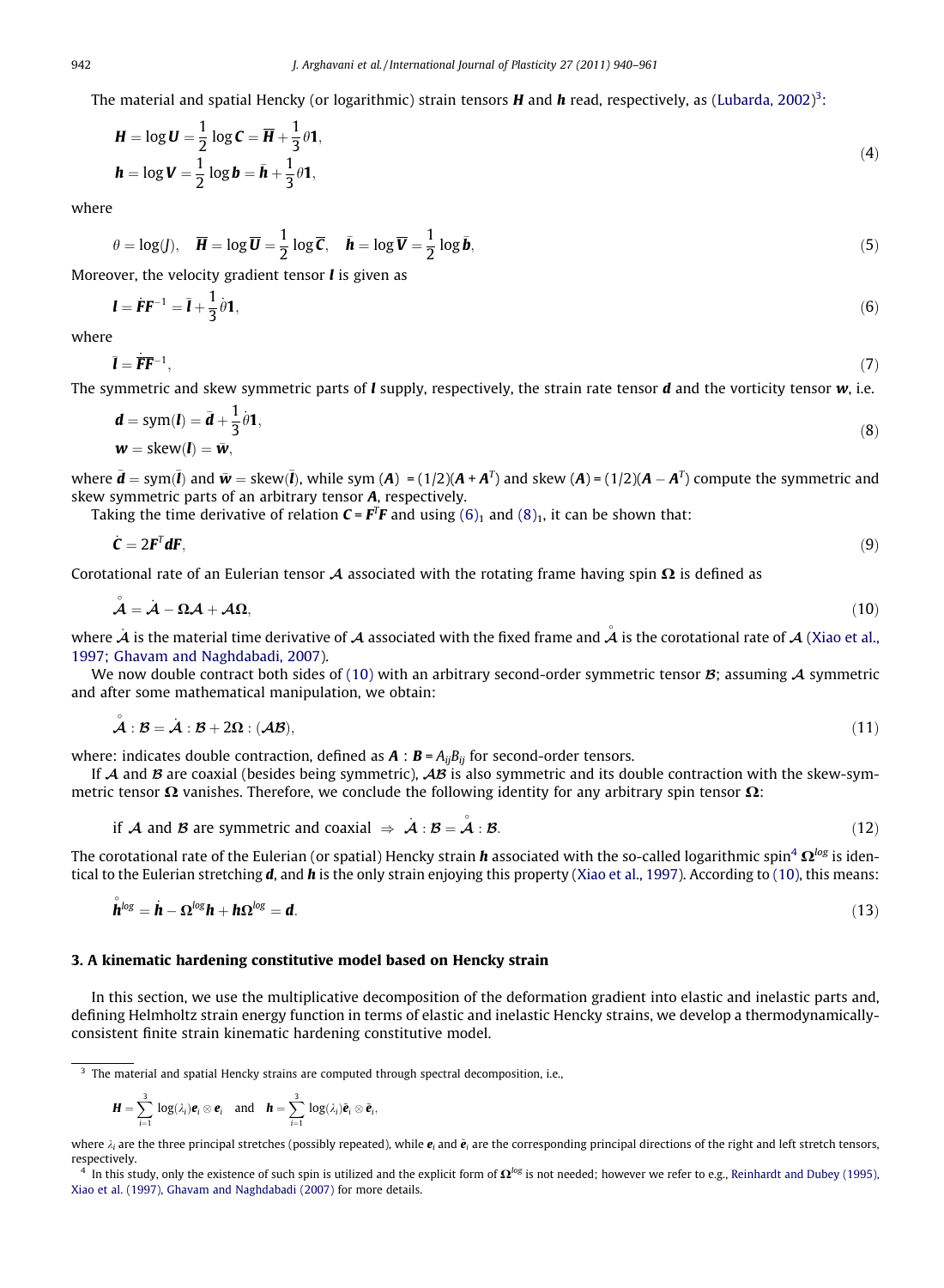The material and spatial Hencky (or logarithmic) strain tensors $\boldsymbol{H}$ and $\boldsymbol{h}$ read, respectively, as (Lubarda, 2002)[3]:

$$
\begin{aligned}
\boldsymbol{H} &= \log \boldsymbol{U} = \frac{1}{2} \log \boldsymbol{C} = \overline{\boldsymbol{H}} + \frac{1}{3}\theta \boldsymbol{1}, \\
\boldsymbol{h} &= \log \boldsymbol{V} = \frac{1}{2} \log \boldsymbol{b} = \bar{\boldsymbol{h}} + \frac{1}{3}\theta \boldsymbol{1},
\end{aligned}
\tag{4}
$$

where

$$
\theta = \log(J), \quad \overline{\boldsymbol{H}} = \log \overline{\boldsymbol{U}} = \frac{1}{2}\log \overline{\boldsymbol{C}}, \quad \bar{\boldsymbol{h}} = \log \overline{\boldsymbol{V}} = \frac{1}{2}\log \bar{\boldsymbol{b}}, \tag{5}
$$

Moreover, the velocity gradient tensor $\boldsymbol{l}$ is given as

$$
\boldsymbol{l} = \dot{\boldsymbol{F}}\boldsymbol{F}^{-1} = \bar{\boldsymbol{l}} + \frac{1}{3}\dot{\theta}\boldsymbol{1}, \tag{6}
$$

where

$$
\bar{\boldsymbol{l}} = \dot{\overline{\boldsymbol{F}}}\overline{\boldsymbol{F}}^{-1}, \tag{7}
$$

The symmetric and skew symmetric parts of $\boldsymbol{l}$ supply, respectively, the strain rate tensor $\boldsymbol{d}$ and the vorticity tensor $\boldsymbol{w}$, i.e.

$$
\begin{aligned}
\boldsymbol{d} &= \operatorname{sym}(\boldsymbol{l}) = \bar{\boldsymbol{d}} + \frac{1}{3}\dot{\theta}\boldsymbol{1}, \\
\boldsymbol{w} &= \operatorname{skew}(\boldsymbol{l}) = \bar{\boldsymbol{w}},
\end{aligned}
\tag{8}
$$

where $\bar{\boldsymbol{d}} = \operatorname{sym}(\bar{\boldsymbol{l}})$ and $\bar{\boldsymbol{w}} = \operatorname{skew}(\bar{\boldsymbol{l}})$, while sym $(\boldsymbol{A}) = (1/2)(\boldsymbol{A} + \boldsymbol{A}^T)$ and skew $(\boldsymbol{A}) = (1/2)(\boldsymbol{A} - \boldsymbol{A}^T)$ compute the symmetric and skew symmetric parts of an arbitrary tensor $\boldsymbol{A}$, respectively.

Taking the time derivative of relation $\boldsymbol{C} = \boldsymbol{F}^T\boldsymbol{F}$ and using $(6)_1$ and $(8)_1$, it can be shown that:

$$
\dot{\boldsymbol{C}} = 2\boldsymbol{F}^T\boldsymbol{d}\boldsymbol{F}, \tag{9}
$$

Corotational rate of an Eulerian tensor $\mathcal{A}$ associated with the rotating frame having spin $\boldsymbol{\Omega}$ is defined as

$$
\overset{\circ}{\mathcal{A}} = \dot{\mathcal{A}} - \boldsymbol{\Omega}\mathcal{A} + \mathcal{A}\boldsymbol{\Omega}, \tag{10}
$$

where $\dot{\mathcal{A}}$ is the material time derivative of $\mathcal{A}$ associated with the fixed frame and $\overset{\circ}{\mathcal{A}}$ is the corotational rate of $\mathcal{A}$ (Xiao et al., 1997; Ghavam and Naghdabadi, 2007).

We now double contract both sides of (10) with an arbitrary second-order symmetric tensor $\mathcal{B}$; assuming $\mathcal{A}$ symmetric and after some mathematical manipulation, we obtain:

$$
\overset{\circ}{\mathcal{A}} : \mathcal{B} = \dot{\mathcal{A}} : \mathcal{B} + 2\boldsymbol{\Omega} : (\mathcal{A}\mathcal{B}), \tag{11}
$$

where: indicates double contraction, defined as $\boldsymbol{A} : \boldsymbol{B} = A_{ij}B_{ij}$ for second-order tensors.

If $\mathcal{A}$ and $\mathcal{B}$ are coaxial (besides being symmetric), $\mathcal{A}\mathcal{B}$ is also symmetric and its double contraction with the skew-symmetric tensor $\boldsymbol{\Omega}$ vanishes. Therefore, we conclude the following identity for any arbitrary spin tensor $\boldsymbol{\Omega}$:

$$
\text{if } \mathcal{A} \text{ and } \mathcal{B} \text{ are symmetric and coaxial} \;\Rightarrow\; \dot{\mathcal{A}} : \mathcal{B} = \overset{\circ}{\mathcal{A}} : \mathcal{B}. \tag{12}
$$

The corotational rate of the Eulerian (or spatial) Hencky strain $\boldsymbol{h}$ associated with the so-called logarithmic spin[4] $\boldsymbol{\Omega}^{log}$ is identical to the Eulerian stretching $\boldsymbol{d}$, and $\boldsymbol{h}$ is the only strain enjoying this property (Xiao et al., 1997). According to (10), this means:

$$
\overset{\circ}{\boldsymbol{h}}{}^{log} = \dot{\boldsymbol{h}} - \boldsymbol{\Omega}^{log}\boldsymbol{h} + \boldsymbol{h}\boldsymbol{\Omega}^{log} = \boldsymbol{d}. \tag{13}
$$

## 3. A kinematic hardening constitutive model based on Hencky strain

In this section, we use the multiplicative decomposition of the deformation gradient into elastic and inelastic parts and, defining Helmholtz strain energy function in terms of elastic and inelastic Hencky strains, we develop a thermodynamically-consistent finite strain kinematic hardening constitutive model.

---

[3] The material and spatial Hencky strains are computed through spectral decomposition, i.e.,

$$
\boldsymbol{H} = \sum_{i=1}^{3} \log(\lambda_i)\boldsymbol{e}_i \otimes \boldsymbol{e}_i \quad \text{and} \quad \boldsymbol{h} = \sum_{i=1}^{3} \log(\lambda_i)\hat{\boldsymbol{e}}_i \otimes \hat{\boldsymbol{e}}_i,
$$

where $\lambda_i$ are the three principal stretches (possibly repeated), while $\boldsymbol{e}_i$ and $\hat{\boldsymbol{e}}_i$ are the corresponding principal directions of the right and left stretch tensors, respectively.

[4] In this study, only the existence of such spin is utilized and the explicit form of $\boldsymbol{\Omega}^{log}$ is not needed; however we refer to e.g., Reinhardt and Dubey (1995), Xiao et al. (1997), Ghavam and Naghdabadi (2007) for more details.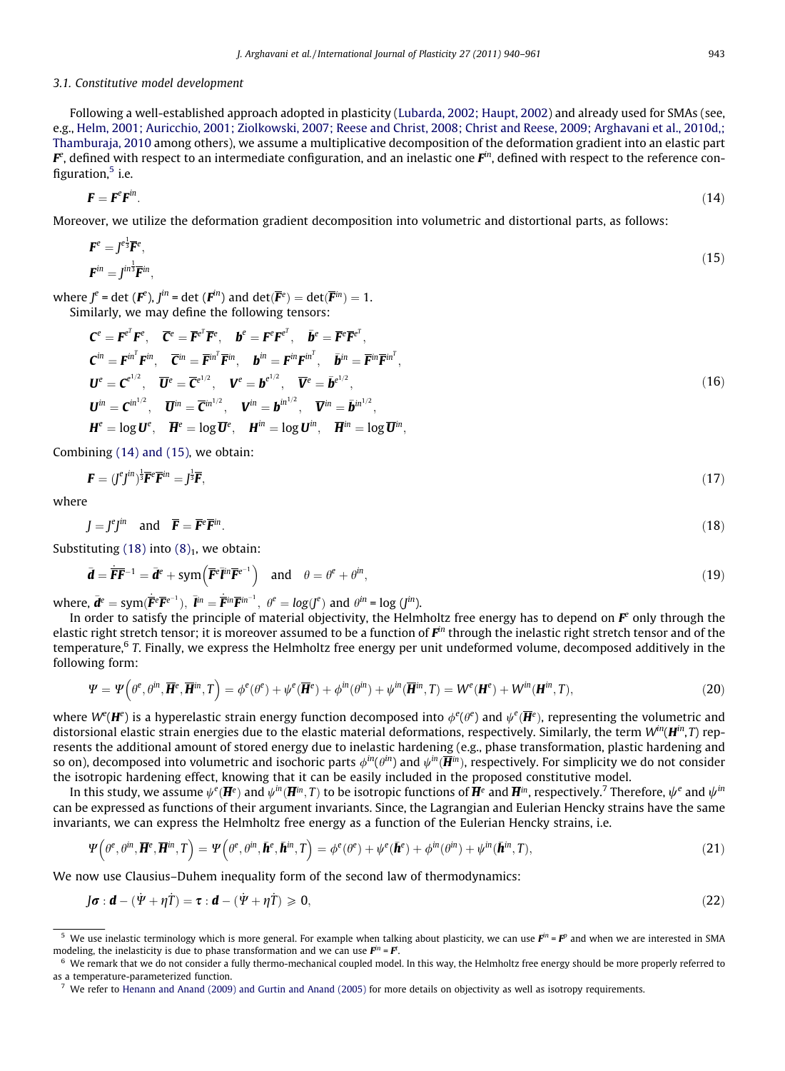### 3.1. Constitutive model development

Following a well-established approach adopted in plasticity (Lubarda, 2002; Haupt, 2002) and already used for SMAs (see, e.g., Helm, 2001; Auricchio, 2001; Ziolkowski, 2007; Reese and Christ, 2008; Christ and Reese, 2009; Arghavani et al., 2010d,; Thamburaja, 2010 among others), we assume a multiplicative decomposition of the deformation gradient into an elastic part $\boldsymbol{F}^e$, defined with respect to an intermediate configuration, and an inelastic one $\boldsymbol{F}^{in}$, defined with respect to the reference configuration,[5] i.e.

$$\boldsymbol{F} = \boldsymbol{F}^e \boldsymbol{F}^{in}. \tag{14}$$

Moreover, we utilize the deformation gradient decomposition into volumetric and distortional parts, as follows:

$$\begin{aligned}
\boldsymbol{F}^e &= J^{e\frac{1}{3}} \overline{\boldsymbol{F}}^e, \\
\boldsymbol{F}^{in} &= J^{in\frac{1}{3}} \overline{\boldsymbol{F}}^{in},
\end{aligned} \tag{15}$$

where $J^e = \det(\boldsymbol{F}^e)$, $J^{in} = \det(\boldsymbol{F}^{in})$ and $\det(\overline{\boldsymbol{F}}^e) = \det(\overline{\boldsymbol{F}}^{in}) = 1$.

Similarly, we may define the following tensors:

$$\begin{aligned}
&\boldsymbol{C}^e = \boldsymbol{F}^{e^T} \boldsymbol{F}^e, \quad \overline{\boldsymbol{C}}^e = \overline{\boldsymbol{F}}^{e^T} \overline{\boldsymbol{F}}^e, \quad \boldsymbol{b}^e = \boldsymbol{F}^e \boldsymbol{F}^{e^T}, \quad \bar{\boldsymbol{b}}^e = \overline{\boldsymbol{F}}^e \overline{\boldsymbol{F}}^{e^T}, \\
&\boldsymbol{C}^{in} = \boldsymbol{F}^{in^T} \boldsymbol{F}^{in}, \quad \overline{\boldsymbol{C}}^{in} = \overline{\boldsymbol{F}}^{in^T} \overline{\boldsymbol{F}}^{in}, \quad \boldsymbol{b}^{in} = \boldsymbol{F}^{in} \boldsymbol{F}^{in^T}, \quad \bar{\boldsymbol{b}}^{in} = \overline{\boldsymbol{F}}^{in} \overline{\boldsymbol{F}}^{in^T}, \\
&\boldsymbol{U}^e = \boldsymbol{C}^{e^{1/2}}, \quad \overline{\boldsymbol{U}}^e = \overline{\boldsymbol{C}}^{e^{1/2}}, \quad \boldsymbol{V}^e = \boldsymbol{b}^{e^{1/2}}, \quad \overline{\boldsymbol{V}}^e = \bar{\boldsymbol{b}}^{e^{1/2}}, \\
&\boldsymbol{U}^{in} = \boldsymbol{C}^{in^{1/2}}, \quad \overline{\boldsymbol{U}}^{in} = \overline{\boldsymbol{C}}^{in^{1/2}}, \quad \boldsymbol{V}^{in} = \boldsymbol{b}^{in^{1/2}}, \quad \overline{\boldsymbol{V}}^{in} = \bar{\boldsymbol{b}}^{in^{1/2}}, \\
&\boldsymbol{H}^e = \log \boldsymbol{U}^e, \quad \overline{\boldsymbol{H}}^e = \log \overline{\boldsymbol{U}}^e, \quad \boldsymbol{H}^{in} = \log \boldsymbol{U}^{in}, \quad \overline{\boldsymbol{H}}^{in} = \log \overline{\boldsymbol{U}}^{in},
\end{aligned} \tag{16}$$

Combining (14) and (15), we obtain:

$$\boldsymbol{F} = (J^e J^{in})^{\frac{1}{3}} \overline{\boldsymbol{F}}^e \overline{\boldsymbol{F}}^{in} = J^{\frac{1}{3}} \overline{\boldsymbol{F}}, \tag{17}$$

where

$$J = J^e J^{in} \quad \text{and} \quad \overline{\boldsymbol{F}} = \overline{\boldsymbol{F}}^e \overline{\boldsymbol{F}}^{in}. \tag{18}$$

Substituting (18) into $(8)_1$, we obtain:

$$\bar{\boldsymbol{d}} = \dot{\overline{\boldsymbol{F}}} \overline{\boldsymbol{F}}^{-1} = \bar{\boldsymbol{d}}^e + \text{sym}\left( \overline{\boldsymbol{F}}^e \bar{\boldsymbol{l}}^{in} \overline{\boldsymbol{F}}^{e^{-1}} \right) \quad \text{and} \quad \theta = \theta^e + \theta^{in}, \tag{19}$$

where, $\bar{\boldsymbol{d}}^e = \text{sym}(\dot{\overline{\boldsymbol{F}}}^e \overline{\boldsymbol{F}}^{e^{-1}})$, $\bar{\boldsymbol{l}}^{in} = \dot{\overline{\boldsymbol{F}}}^{in} \overline{\boldsymbol{F}}^{in^{-1}}$, $\theta^e = log(J^e)$ and $\theta^{in} = \log(J^{in})$.

In order to satisfy the principle of material objectivity, the Helmholtz free energy has to depend on $\boldsymbol{F}^e$ only through the elastic right stretch tensor; it is moreover assumed to be a function of $\boldsymbol{F}^{in}$ through the inelastic right stretch tensor and of the temperature,[6] $T$. Finally, we express the Helmholtz free energy per unit undeformed volume, decomposed additively in the following form:

$$\Psi = \Psi\left(\theta^e, \theta^{in}, \overline{\boldsymbol{H}}^e, \overline{\boldsymbol{H}}^{in}, T\right) = \phi^e(\theta^e) + \psi^e(\overline{\boldsymbol{H}}^e) + \phi^{in}(\theta^{in}) + \psi^{in}(\overline{\boldsymbol{H}}^{in}, T) = W^e(\boldsymbol{H}^e) + W^{in}(\boldsymbol{H}^{in}, T), \tag{20}$$

where $W^e(\boldsymbol{H}^e)$ is a hyperelastic strain energy function decomposed into $\phi^e(\theta^e)$ and $\psi^e(\overline{\boldsymbol{H}}^e)$, representing the volumetric and distorsional elastic strain energies due to the elastic material deformations, respectively. Similarly, the term $W^{in}(\boldsymbol{H}^{in}, T)$ represents the additional amount of stored energy due to inelastic hardening (e.g., phase transformation, plastic hardening and so on), decomposed into volumetric and isochoric parts $\phi^{in}(\theta^{in})$ and $\psi^{in}(\overline{\boldsymbol{H}}^{in})$, respectively. For simplicity we do not consider the isotropic hardening effect, knowing that it can be easily included in the proposed constitutive model.

In this study, we assume $\psi^e(\overline{\boldsymbol{H}}^e)$ and $\psi^{in}(\overline{\boldsymbol{H}}^{in}, T)$ to be isotropic functions of $\overline{\boldsymbol{H}}^e$ and $\overline{\boldsymbol{H}}^{in}$, respectively.[7] Therefore, $\psi^e$ and $\psi^{in}$ can be expressed as functions of their argument invariants. Since, the Lagrangian and Eulerian Hencky strains have the same invariants, we can express the Helmholtz free energy as a function of the Eulerian Hencky strains, i.e.

$$\Psi\left(\theta^e, \theta^{in}, \overline{\boldsymbol{H}}^e, \overline{\boldsymbol{H}}^{in}, T\right) = \Psi\left(\theta^e, \theta^{in}, \bar{\boldsymbol{h}}^e, \bar{\boldsymbol{h}}^{in}, T\right) = \phi^e(\theta^e) + \psi^e(\bar{\boldsymbol{h}}^e) + \phi^{in}(\theta^{in}) + \psi^{in}(\bar{\boldsymbol{h}}^{in}, T), \tag{21}$$

We now use Clausius–Duhem inequality form of the second law of thermodynamics:

$$J\boldsymbol{\sigma} : \boldsymbol{d} - (\dot{\Psi} + \eta \dot{T}) = \boldsymbol{\tau} : \boldsymbol{d} - (\dot{\Psi} + \eta \dot{T}) \geqslant 0, \tag{22}$$

---

[5] We use inelastic terminology which is more general. For example when talking about plasticity, we can use $\boldsymbol{F}^{in} = \boldsymbol{F}^p$ and when we are interested in SMA modeling, the inelasticity is due to phase transformation and we can use $\boldsymbol{F}^{in} = \boldsymbol{F}^t$.

[6] We remark that we do not consider a fully thermo-mechanical coupled model. In this way, the Helmholtz free energy should be more properly referred to as a temperature-parameterized function.

[7] We refer to Henann and Anand (2009) and Gurtin and Anand (2005) for more details on objectivity as well as isotropy requirements.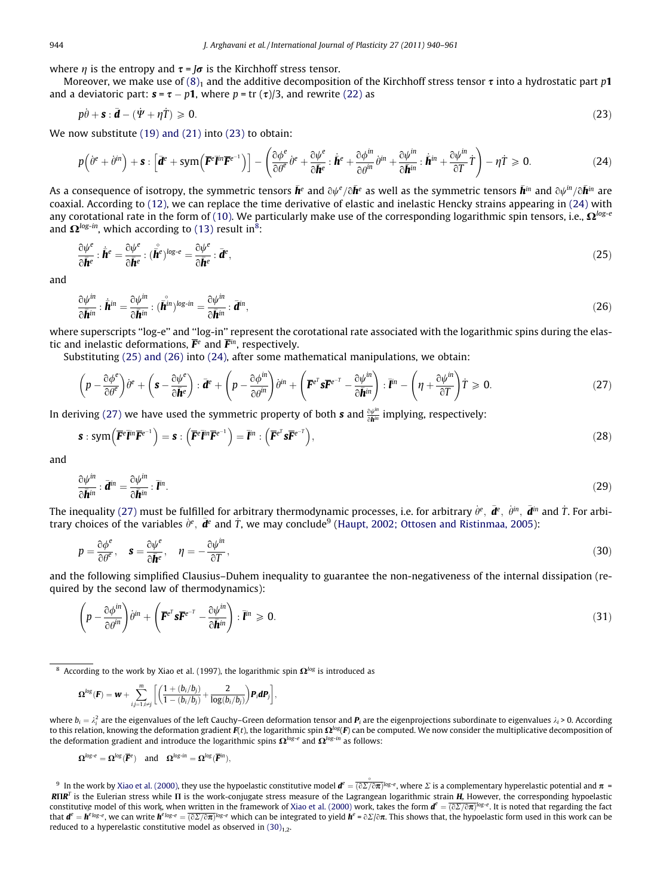where $\eta$ is the entropy and $\boldsymbol{\tau} = J\boldsymbol{\sigma}$ is the Kirchhoff stress tensor.

Moreover, we make use of (8)$_1$ and the additive decomposition of the Kirchhoff stress tensor $\boldsymbol{\tau}$ into a hydrostatic part $p\mathbf{1}$ and a deviatoric part: $\boldsymbol{s} = \boldsymbol{\tau} - p\mathbf{1}$, where $p = \text{tr}\,(\boldsymbol{\tau})/3$, and rewrite (22) as

$$p\dot{\theta} + \boldsymbol{s} : \bar{\boldsymbol{d}} - (\dot{\Psi} + \eta\dot{T}) \geqslant 0. \tag{23}$$

We now substitute (19) and (21) into (23) to obtain:

$$p\left(\dot{\theta}^e + \dot{\theta}^{in}\right) + \boldsymbol{s} : \left[\bar{\boldsymbol{d}}^e + \text{sym}\left(\overline{\boldsymbol{F}}^e \bar{\boldsymbol{l}}^{in} \overline{\boldsymbol{F}}^{e^{-1}}\right)\right] - \left(\frac{\partial \phi^e}{\partial \theta^e}\dot{\theta}^e + \frac{\partial \psi^e}{\partial \bar{\boldsymbol{h}}^e} : \dot{\bar{\boldsymbol{h}}}^e + \frac{\partial \phi^{in}}{\partial \theta^{in}}\dot{\theta}^{in} + \frac{\partial \psi^{in}}{\partial \bar{\boldsymbol{h}}^{in}} : \dot{\bar{\boldsymbol{h}}}^{in} + \frac{\partial \psi^{in}}{\partial T}\dot{T}\right) - \eta\dot{T} \geqslant 0. \tag{24}$$

As a consequence of isotropy, the symmetric tensors $\bar{\boldsymbol{h}}^e$ and $\partial\psi^e/\partial\bar{\boldsymbol{h}}^e$ as well as the symmetric tensors $\bar{\boldsymbol{h}}^{in}$ and $\partial\psi^{in}/\partial\bar{\boldsymbol{h}}^{in}$ are coaxial. According to (12), we can replace the time derivative of elastic and inelastic Hencky strains appearing in (24) with any corotational rate in the form of (10). We particularly make use of the corresponding logarithmic spin tensors, i.e., $\boldsymbol{\Omega}^{log\text{-}e}$ and $\boldsymbol{\Omega}^{log\text{-}in}$, which according to (13) result in[8]:

$$\frac{\partial \psi^e}{\partial \bar{\boldsymbol{h}}^e} : \dot{\bar{\boldsymbol{h}}}^e = \frac{\partial \psi^e}{\partial \bar{\boldsymbol{h}}^e} : (\overset{\circ}{\bar{\boldsymbol{h}}^e})^{log\text{-}e} = \frac{\partial \psi^e}{\partial \bar{\boldsymbol{h}}^e} : \bar{\boldsymbol{d}}^e, \tag{25}$$

and

$$\frac{\partial \psi^{in}}{\partial \bar{\boldsymbol{h}}^{in}} : \dot{\bar{\boldsymbol{h}}}^{in} = \frac{\partial \psi^{in}}{\partial \bar{\boldsymbol{h}}^{in}} : (\overset{\circ}{\bar{\boldsymbol{h}}^{in}})^{log\text{-}in} = \frac{\partial \psi^{in}}{\partial \bar{\boldsymbol{h}}^{in}} : \bar{\boldsymbol{d}}^{in}, \tag{26}$$

where superscripts "log-e" and "log-in" represent the corotational rate associated with the logarithmic spins during the elastic and inelastic deformations, $\overline{\boldsymbol{F}}^e$ and $\overline{\boldsymbol{F}}^{in}$, respectively.

Substituting (25) and (26) into (24), after some mathematical manipulations, we obtain:

$$\left(p - \frac{\partial \phi^e}{\partial \theta^e}\right)\dot{\theta}^e + \left(\boldsymbol{s} - \frac{\partial \psi^e}{\partial \bar{\boldsymbol{h}}^e}\right) : \bar{\boldsymbol{d}}^e + \left(p - \frac{\partial \phi^{in}}{\partial \theta^{in}}\right)\dot{\theta}^{in} + \left(\overline{\boldsymbol{F}}^{e^T}\boldsymbol{s}\overline{\boldsymbol{F}}^{e^{-T}} - \frac{\partial \psi^{in}}{\partial \bar{\boldsymbol{h}}^{in}}\right) : \bar{\boldsymbol{l}}^{in} - \left(\eta + \frac{\partial \psi^{in}}{\partial T}\right)\dot{T} \geqslant 0. \tag{27}$$

In deriving (27) we have used the symmetric property of both $\boldsymbol{s}$ and $\frac{\partial \psi^{in}}{\partial \bar{\boldsymbol{h}}^{in}}$ implying, respectively:

$$\boldsymbol{s} : \text{sym}\left(\overline{\boldsymbol{F}}^e \bar{\boldsymbol{l}}^{in} \overline{\boldsymbol{F}}^{e^{-1}}\right) = \boldsymbol{s} : \left(\overline{\boldsymbol{F}}^e \bar{\boldsymbol{l}}^{in} \overline{\boldsymbol{F}}^{e^{-1}}\right) = \bar{\boldsymbol{l}}^{in} : \left(\overline{\boldsymbol{F}}^{e^T}\boldsymbol{s}\overline{\boldsymbol{F}}^{e^{-T}}\right), \tag{28}$$

and

$$\frac{\partial \psi^{in}}{\partial \bar{\boldsymbol{h}}^{in}} : \bar{\boldsymbol{d}}^{in} = \frac{\partial \psi^{in}}{\partial \bar{\boldsymbol{h}}^{in}} : \bar{\boldsymbol{l}}^{in}. \tag{29}$$

The inequality (27) must be fulfilled for arbitrary thermodynamic processes, i.e. for arbitrary $\dot{\theta}^e$, $\bar{\boldsymbol{d}}^e$, $\dot{\theta}^{in}$, $\bar{\boldsymbol{d}}^{in}$ and $\dot{T}$. For arbitrary choices of the variables $\dot{\theta}^e$, $\bar{\boldsymbol{d}}^e$ and $\dot{T}$, we may conclude[9] (Haupt, 2002; Ottosen and Ristinmaa, 2005):

$$p = \frac{\partial \phi^e}{\partial \theta^e}, \quad \boldsymbol{s} = \frac{\partial \psi^e}{\partial \bar{\boldsymbol{h}}^e}, \quad \eta = -\frac{\partial \psi^{in}}{\partial T}, \tag{30}$$

and the following simplified Clausius–Duhem inequality to guarantee the non-negativeness of the internal dissipation (required by the second law of thermodynamics):

$$\left(p - \frac{\partial \phi^{in}}{\partial \theta^{in}}\right)\dot{\theta}^{in} + \left(\overline{\boldsymbol{F}}^{e^T}\boldsymbol{s}\overline{\boldsymbol{F}}^{e^{-T}} - \frac{\partial \psi^{in}}{\partial \bar{\boldsymbol{h}}^{in}}\right) : \bar{\boldsymbol{l}}^{in} \geqslant 0. \tag{31}$$

---

[8] According to the work by Xiao et al. (1997), the logarithmic spin $\boldsymbol{\Omega}^{log}$ is introduced as

$$\boldsymbol{\Omega}^{log}(\boldsymbol{F}) = \boldsymbol{w} + \sum_{i,j=1, i\neq j}^{m}\left[\left(\frac{1 + (b_i/b_j)}{1 - (b_i/b_j)} + \frac{2}{\log(b_i/b_j)}\right)\boldsymbol{P}_i\boldsymbol{d}\boldsymbol{P}_j\right],$$

where $b_i = \lambda_i^2$ are the eigenvalues of the left Cauchy–Green deformation tensor and $\boldsymbol{P}_i$ are the eigenprojections subordinate to eigenvalues $\lambda_i > 0$. According to this relation, knowing the deformation gradient $\boldsymbol{F}(t)$, the logarithmic spin $\boldsymbol{\Omega}^{log}(\boldsymbol{F})$ can be computed. We now consider the multiplicative decomposition of the deformation gradient and introduce the logarithmic spins $\boldsymbol{\Omega}^{log\text{-}e}$ and $\boldsymbol{\Omega}^{log\text{-}in}$ as follows:

$$\boldsymbol{\Omega}^{log\text{-}e} = \boldsymbol{\Omega}^{log}(\overline{\boldsymbol{F}}^e) \quad \text{and} \quad \boldsymbol{\Omega}^{log\text{-}in} = \boldsymbol{\Omega}^{log}(\overline{\boldsymbol{F}}^{in}),$$

[9] In the work by Xiao et al. (2000), they use the hypoelastic constitutive model $\boldsymbol{d}^e = \overset{\circ}{\overline{(\partial\Sigma/\partial\boldsymbol{\pi})}}{}^{log\text{-}e}$, where $\Sigma$ is a complementary hyperelastic potential and $\boldsymbol{\pi} = \boldsymbol{R}\Pi\boldsymbol{R}^T$ is the Eulerian stress while $\Pi$ is the work-conjugate stress measure of the Lagrangean logarithmic strain $\boldsymbol{H}$. However, the corresponding hypoelastic constitutive model of this work, when written in the framework of Xiao et al. (2000) work, takes the form $\boldsymbol{d}^e = \overset{\circ}{\overline{(\partial\Sigma/\partial\boldsymbol{\pi})}}{}^{log\text{-}e}$. It is noted that regarding the fact that $\boldsymbol{d}^e = \overset{\circ}{\boldsymbol{h}}{}^{e\,log\text{-}e}$, we can write $\overset{\circ}{\boldsymbol{h}}{}^{e\,log\text{-}e} = \overset{\circ}{\overline{(\partial\Sigma/\partial\boldsymbol{\pi})}}{}^{log\text{-}e}$ which can be integrated to yield $\boldsymbol{h}^e = \partial\Sigma/\partial\boldsymbol{\pi}$. This shows that, the hypoelastic form used in this work can be reduced to a hyperelastic constitutive model as observed in (30)$_{1,2}$.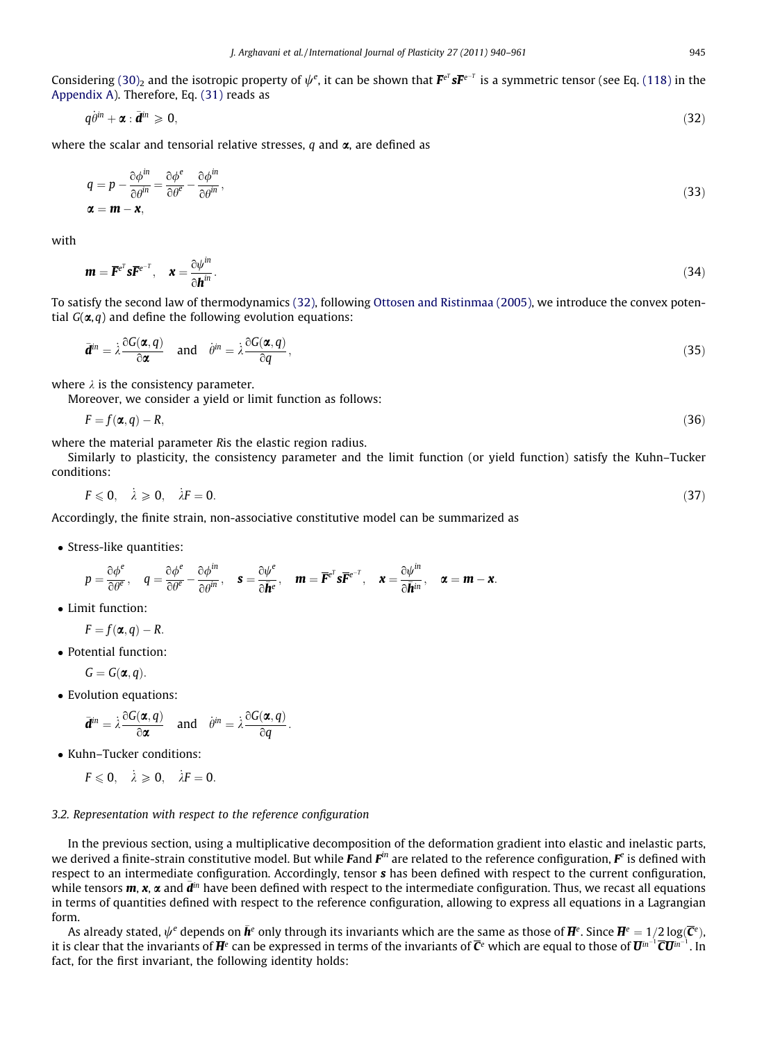Considering (30)$_2$ and the isotropic property of $\psi^e$, it can be shown that $\boldsymbol{F}^{e^T}\boldsymbol{s}\boldsymbol{F}^{e^{-T}}$ is a symmetric tensor (see Eq. (118) in the Appendix A). Therefore, Eq. (31) reads as

$$q\dot{\theta}^{in} + \boldsymbol{\alpha} : \bar{\boldsymbol{d}}^{in} \geqslant 0, \tag{32}$$

where the scalar and tensorial relative stresses, $q$ and $\boldsymbol{\alpha}$, are defined as

$$\begin{aligned} q &= p - \frac{\partial \phi^{in}}{\partial \theta^{in}} = \frac{\partial \phi^e}{\partial \theta^e} - \frac{\partial \phi^{in}}{\partial \theta^{in}}, \\ \boldsymbol{\alpha} &= \boldsymbol{m} - \boldsymbol{x}, \end{aligned} \tag{33}$$

with

$$\boldsymbol{m} = \overline{\boldsymbol{F}}^{e^T}\boldsymbol{s}\overline{\boldsymbol{F}}^{e^{-T}}, \quad \boldsymbol{x} = \frac{\partial \psi^{in}}{\partial \boldsymbol{h}^{in}}. \tag{34}$$

To satisfy the second law of thermodynamics (32), following Ottosen and Ristinmaa (2005), we introduce the convex potential $G(\boldsymbol{\alpha}, q)$ and define the following evolution equations:

$$\bar{\boldsymbol{d}}^{in} = \dot{\lambda}\frac{\partial G(\boldsymbol{\alpha}, q)}{\partial \boldsymbol{\alpha}} \quad \text{and} \quad \dot{\theta}^{in} = \dot{\lambda}\frac{\partial G(\boldsymbol{\alpha}, q)}{\partial q}, \tag{35}$$

where $\lambda$ is the consistency parameter.

Moreover, we consider a yield or limit function as follows:

$$F = f(\boldsymbol{\alpha}, q) - R, \tag{36}$$

where the material parameter $R$is the elastic region radius.

Similarly to plasticity, the consistency parameter and the limit function (or yield function) satisfy the Kuhn–Tucker conditions:

$$F \leqslant 0, \quad \dot{\lambda} \geqslant 0, \quad \dot{\lambda}F = 0. \tag{37}$$

Accordingly, the finite strain, non-associative constitutive model can be summarized as

- Stress-like quantities:

$$p = \frac{\partial \phi^e}{\partial \theta^e}, \quad q = \frac{\partial \phi^e}{\partial \theta^e} - \frac{\partial \phi^{in}}{\partial \theta^{in}}, \quad \boldsymbol{s} = \frac{\partial \psi^e}{\partial \bar{\boldsymbol{h}}^e}, \quad \boldsymbol{m} = \overline{\boldsymbol{F}}^{e^T}\boldsymbol{s}\overline{\boldsymbol{F}}^{e^{-T}}, \quad \boldsymbol{x} = \frac{\partial \psi^{in}}{\partial \bar{\boldsymbol{h}}^{in}}, \quad \boldsymbol{\alpha} = \boldsymbol{m} - \boldsymbol{x}.$$

- Limit function:

$$F = f(\boldsymbol{\alpha}, q) - R.$$

- Potential function:

$$G = G(\boldsymbol{\alpha}, q).$$

- Evolution equations:

$$\bar{\boldsymbol{d}}^{in} = \dot{\lambda}\frac{\partial G(\boldsymbol{\alpha}, q)}{\partial \boldsymbol{\alpha}} \quad \text{and} \quad \dot{\theta}^{in} = \dot{\lambda}\frac{\partial G(\boldsymbol{\alpha}, q)}{\partial q}.$$

- Kuhn–Tucker conditions:

$$F \leqslant 0, \quad \dot{\lambda} \geqslant 0, \quad \dot{\lambda}F = 0.$$

### 3.2. Representation with respect to the reference configuration

In the previous section, using a multiplicative decomposition of the deformation gradient into elastic and inelastic parts, we derived a finite-strain constitutive model. But while $\boldsymbol{F}$and $\boldsymbol{F}^{in}$ are related to the reference configuration, $\boldsymbol{F}^e$ is defined with respect to an intermediate configuration. Accordingly, tensor $\boldsymbol{s}$ has been defined with respect to the current configuration, while tensors $\boldsymbol{m}$, $\boldsymbol{x}$, $\boldsymbol{\alpha}$ and $\bar{\boldsymbol{d}}^{in}$ have been defined with respect to the intermediate configuration. Thus, we recast all equations in terms of quantities defined with respect to the reference configuration, allowing to express all equations in a Lagrangian form.

As already stated, $\psi^e$ depends on $\bar{\boldsymbol{h}}^e$ only through its invariants which are the same as those of $\overline{\boldsymbol{H}}^e$. Since $\overline{\boldsymbol{H}}^e = 1/2\log(\overline{\boldsymbol{C}}^e)$, it is clear that the invariants of $\overline{\boldsymbol{H}}^e$ can be expressed in terms of the invariants of $\overline{\boldsymbol{C}}^e$ which are equal to those of $\boldsymbol{U}^{in^{-1}}\overline{\boldsymbol{C}}\boldsymbol{U}^{in^{-1}}$. In fact, for the first invariant, the following identity holds: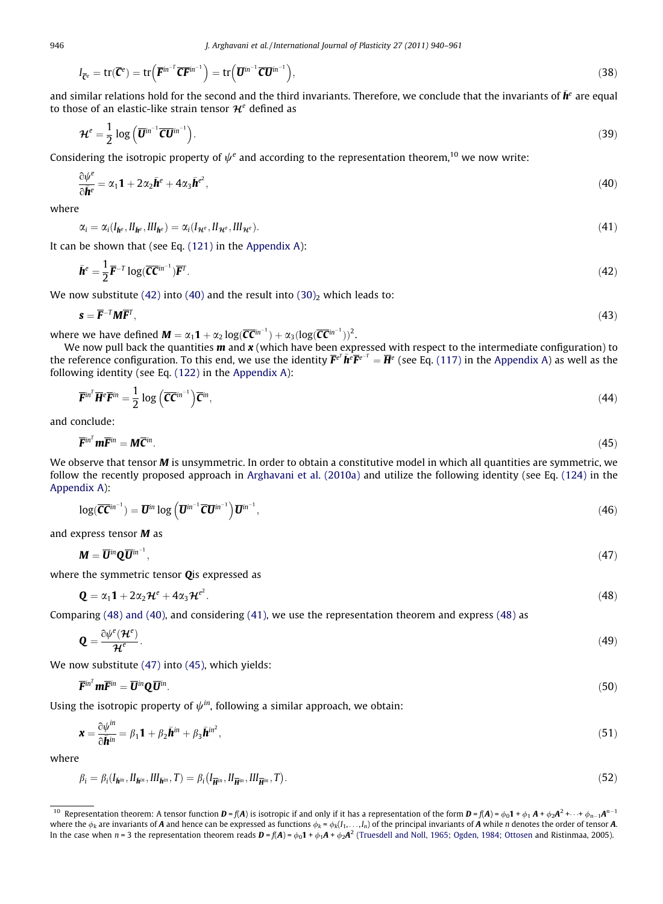$$I_{\overline{\mathbf{C}}^e} = \operatorname{tr}(\overline{\mathbf{C}}^e) = \operatorname{tr}\left(\overline{\mathbf{F}}^{in^{-T}} \overline{\mathbf{C}} \overline{\mathbf{F}}^{in^{-1}}\right) = \operatorname{tr}\left(\overline{\mathbf{U}}^{in^{-1}} \overline{\mathbf{C}} \overline{\mathbf{U}}^{in^{-1}}\right), \tag{38}$$

and similar relations hold for the second and the third invariants. Therefore, we conclude that the invariants of $\bar{\mathbf{h}}^e$ are equal to those of an elastic-like strain tensor $\mathcal{H}^e$ defined as

$$\mathcal{H}^e = \frac{1}{2} \log\left(\overline{\mathbf{U}}^{in^{-1}} \overline{\mathbf{C}} \overline{\mathbf{U}}^{in^{-1}}\right). \tag{39}$$

Considering the isotropic property of $\psi^e$ and according to the representation theorem,[10] we now write:

$$\frac{\partial \psi^e}{\partial \bar{\mathbf{h}}^e} = \alpha_1 \mathbf{1} + 2\alpha_2 \bar{\mathbf{h}}^e + 4\alpha_3 \bar{\mathbf{h}}^{e^2}, \tag{40}$$

where

$$\alpha_i = \alpha_i(I_{\bar{\mathbf{h}}^e}, II_{\bar{\mathbf{h}}^e}, III_{\bar{\mathbf{h}}^e}) = \alpha_i(I_{\mathcal{H}^e}, II_{\mathcal{H}^e}, III_{\mathcal{H}^e}). \tag{41}$$

It can be shown that (see Eq. (121) in the Appendix A):

$$\bar{\mathbf{h}}^e = \frac{1}{2} \overline{\mathbf{F}}^{-T} \log(\overline{\mathbf{C}} \overline{\mathbf{C}}^{in^{-1}}) \overline{\mathbf{F}}^T. \tag{42}$$

We now substitute (42) into (40) and the result into $(30)_2$ which leads to:

$$\mathbf{s} = \overline{\mathbf{F}}^{-T} \mathbf{M} \overline{\mathbf{F}}^T, \tag{43}$$

where we have defined $\mathbf{M} = \alpha_1 \mathbf{1} + \alpha_2 \log(\overline{\mathbf{C}} \overline{\mathbf{C}}^{in^{-1}}) + \alpha_3 (\log(\overline{\mathbf{C}} \overline{\mathbf{C}}^{in^{-1}}))^2$.

We now pull back the quantities $\mathbf{m}$ and $\mathbf{x}$ (which have been expressed with respect to the intermediate configuration) to the reference configuration. To this end, we use the identity $\overline{\mathbf{F}}^{e^T} \bar{\mathbf{h}}^e \overline{\mathbf{F}}^{e^{-T}} = \overline{\mathbf{H}}^e$ (see Eq. (117) in the Appendix A) as well as the following identity (see Eq. (122) in the Appendix A):

$$\overline{\mathbf{F}}^{in^T} \overline{\mathbf{H}}^e \overline{\mathbf{F}}^{in} = \frac{1}{2} \log\left(\overline{\mathbf{C}} \overline{\mathbf{C}}^{in^{-1}}\right) \overline{\mathbf{C}}^{in}, \tag{44}$$

and conclude:

$$\overline{\mathbf{F}}^{in^T} \mathbf{m} \overline{\mathbf{F}}^{in} = \mathbf{M} \overline{\mathbf{C}}^{in}. \tag{45}$$

We observe that tensor $\mathbf{M}$ is unsymmetric. In order to obtain a constitutive model in which all quantities are symmetric, we follow the recently proposed approach in Arghavani et al. (2010a) and utilize the following identity (see Eq. (124) in the Appendix A):

$$\log(\overline{\mathbf{C}} \overline{\mathbf{C}}^{in^{-1}}) = \overline{\mathbf{U}}^{in} \log\left(\overline{\mathbf{U}}^{in^{-1}} \overline{\mathbf{C}} \overline{\mathbf{U}}^{in^{-1}}\right) \overline{\mathbf{U}}^{in^{-1}}, \tag{46}$$

and express tensor $\mathbf{M}$ as

$$\mathbf{M} = \overline{\mathbf{U}}^{in} \mathbf{Q} \overline{\mathbf{U}}^{in^{-1}}, \tag{47}$$

where the symmetric tensor $\mathbf{Q}$is expressed as

$$\mathbf{Q} = \alpha_1 \mathbf{1} + 2\alpha_2 \mathcal{H}^e + 4\alpha_3 \mathcal{H}^{e^2}. \tag{48}$$

Comparing (48) and (40), and considering (41), we use the representation theorem and express (48) as

$$\mathbf{Q} = \frac{\partial \psi^e(\mathcal{H}^e)}{\mathcal{H}^e}. \tag{49}$$

We now substitute (47) into (45), which yields:

$$\overline{\mathbf{F}}^{in^T} \mathbf{m} \overline{\mathbf{F}}^{in} = \overline{\mathbf{U}}^{in} \mathbf{Q} \overline{\mathbf{U}}^{in}. \tag{50}$$

Using the isotropic property of $\psi^{in}$, following a similar approach, we obtain:

$$\mathbf{x} = \frac{\partial \psi^{in}}{\partial \bar{\mathbf{h}}^{in}} = \beta_1 \mathbf{1} + \beta_2 \bar{\mathbf{h}}^{in} + \beta_3 \bar{\mathbf{h}}^{in^2}, \tag{51}$$

where

$$\beta_i = \beta_i(I_{\bar{\mathbf{h}}^{in}}, II_{\bar{\mathbf{h}}^{in}}, III_{\bar{\mathbf{h}}^{in}}, T) = \beta_i\left(I_{\overline{\mathbf{H}}^{in}}, II_{\overline{\mathbf{H}}^{in}}, III_{\overline{\mathbf{H}}^{in}}, T\right). \tag{52}$$

---

[10] Representation theorem: A tensor function $\mathbf{D} = f(\mathbf{A})$ is isotropic if and only if it has a representation of the form $\mathbf{D} = f(\mathbf{A}) = \phi_0 \mathbf{1} + \phi_1 \mathbf{A} + \phi_2 \mathbf{A}^2 + \cdots + \phi_{n-1} \mathbf{A}^{n-1}$ where the $\phi_k$ are invariants of $\mathbf{A}$ and hence can be expressed as functions $\phi_k = \phi_k(I_1, \ldots, I_n)$ of the principal invariants of $\mathbf{A}$ while $n$ denotes the order of tensor $\mathbf{A}$. In the case when $n = 3$ the representation theorem reads $\mathbf{D} = f(\mathbf{A}) = \phi_0 \mathbf{1} + \phi_1 \mathbf{A} + \phi_2 \mathbf{A}^2$ (Truesdell and Noll, 1965; Ogden, 1984; Ottosen and Ristinmaa, 2005).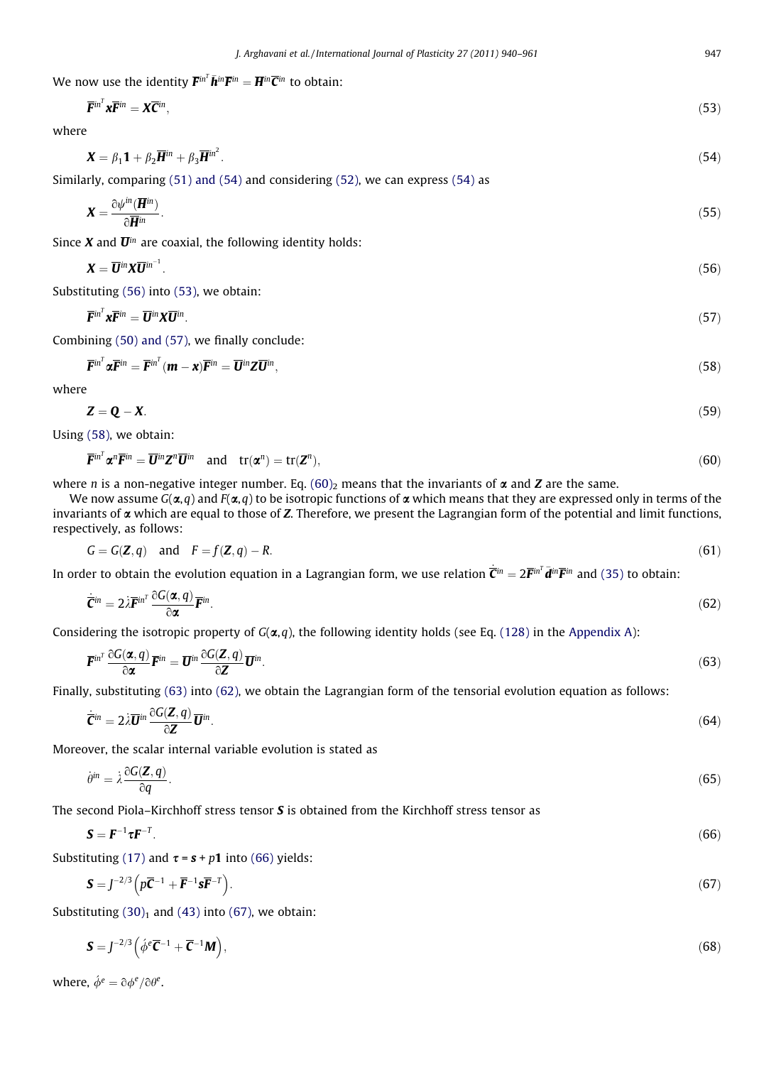We now use the identity $\overline{\boldsymbol{F}}^{in^T}\bar{\boldsymbol{h}}^{in}\overline{\boldsymbol{F}}^{in} = \overline{\boldsymbol{H}}^{in}\overline{\boldsymbol{C}}^{in}$ to obtain:

$$\overline{\boldsymbol{F}}^{in^T}\boldsymbol{x}\overline{\boldsymbol{F}}^{in} = \boldsymbol{X}\overline{\boldsymbol{C}}^{in}, \tag{53}$$

where

$$\boldsymbol{X} = \beta_1\boldsymbol{1} + \beta_2\overline{\boldsymbol{H}}^{in} + \beta_3\overline{\boldsymbol{H}}^{in^2}. \tag{54}$$

Similarly, comparing (51) and (54) and considering (52), we can express (54) as

$$\boldsymbol{X} = \frac{\partial\psi^{in}(\overline{\boldsymbol{H}}^{in})}{\partial\overline{\boldsymbol{H}}^{in}}. \tag{55}$$

Since $\boldsymbol{X}$ and $\overline{\boldsymbol{U}}^{in}$ are coaxial, the following identity holds:

$$\boldsymbol{X} = \overline{\boldsymbol{U}}^{in}\boldsymbol{X}\overline{\boldsymbol{U}}^{in^{-1}}. \tag{56}$$

Substituting (56) into (53), we obtain:

$$\overline{\boldsymbol{F}}^{in^T}\boldsymbol{x}\overline{\boldsymbol{F}}^{in} = \overline{\boldsymbol{U}}^{in}\boldsymbol{X}\overline{\boldsymbol{U}}^{in}. \tag{57}$$

Combining (50) and (57), we finally conclude:

$$\overline{\boldsymbol{F}}^{in^T}\boldsymbol{\alpha}\overline{\boldsymbol{F}}^{in} = \overline{\boldsymbol{F}}^{in^T}(\boldsymbol{m}-\boldsymbol{x})\overline{\boldsymbol{F}}^{in} = \overline{\boldsymbol{U}}^{in}\boldsymbol{Z}\overline{\boldsymbol{U}}^{in}, \tag{58}$$

where

$$\boldsymbol{Z} = \boldsymbol{Q} - \boldsymbol{X}. \tag{59}$$

Using (58), we obtain:

$$\overline{\boldsymbol{F}}^{in^T}\boldsymbol{\alpha}^n\overline{\boldsymbol{F}}^{in} = \overline{\boldsymbol{U}}^{in}\boldsymbol{Z}^n\overline{\boldsymbol{U}}^{in} \quad \text{and} \quad \mathrm{tr}(\boldsymbol{\alpha}^n) = \mathrm{tr}(\boldsymbol{Z}^n), \tag{60}$$

where $n$ is a non-negative integer number. Eq. $(60)_2$ means that the invariants of $\boldsymbol{\alpha}$ and $\boldsymbol{Z}$ are the same.

We now assume $G(\boldsymbol{\alpha},q)$ and $F(\boldsymbol{\alpha},q)$ to be isotropic functions of $\boldsymbol{\alpha}$ which means that they are expressed only in terms of the invariants of $\boldsymbol{\alpha}$ which are equal to those of $\boldsymbol{Z}$. Therefore, we present the Lagrangian form of the potential and limit functions, respectively, as follows:

$$G = G(\boldsymbol{Z},q) \quad \text{and} \quad F = f(\boldsymbol{Z},q) - R. \tag{61}$$

In order to obtain the evolution equation in a Lagrangian form, we use relation $\dot{\overline{\boldsymbol{C}}}^{in} = 2\overline{\boldsymbol{F}}^{in^T}\bar{\boldsymbol{d}}^{in}\overline{\boldsymbol{F}}^{in}$ and (35) to obtain:

$$\dot{\overline{\boldsymbol{C}}}^{in} = 2\dot{\lambda}\overline{\boldsymbol{F}}^{in^T}\frac{\partial G(\boldsymbol{\alpha},q)}{\partial\boldsymbol{\alpha}}\overline{\boldsymbol{F}}^{in}. \tag{62}$$

Considering the isotropic property of $G(\boldsymbol{\alpha},q)$, the following identity holds (see Eq. (128) in the Appendix A):

$$\overline{\boldsymbol{F}}^{in^T}\frac{\partial G(\boldsymbol{\alpha},q)}{\partial\boldsymbol{\alpha}}\overline{\boldsymbol{F}}^{in} = \overline{\boldsymbol{U}}^{in}\frac{\partial G(\boldsymbol{Z},q)}{\partial\boldsymbol{Z}}\overline{\boldsymbol{U}}^{in}. \tag{63}$$

Finally, substituting (63) into (62), we obtain the Lagrangian form of the tensorial evolution equation as follows:

$$\dot{\overline{\boldsymbol{C}}}^{in} = 2\dot{\lambda}\overline{\boldsymbol{U}}^{in}\frac{\partial G(\boldsymbol{Z},q)}{\partial\boldsymbol{Z}}\overline{\boldsymbol{U}}^{in}. \tag{64}$$

Moreover, the scalar internal variable evolution is stated as

$$\dot{\theta}^{in} = \dot{\lambda}\frac{\partial G(\boldsymbol{Z},q)}{\partial q}. \tag{65}$$

The second Piola–Kirchhoff stress tensor $\boldsymbol{S}$ is obtained from the Kirchhoff stress tensor as

$$\boldsymbol{S} = \boldsymbol{F}^{-1}\boldsymbol{\tau}\boldsymbol{F}^{-T}. \tag{66}$$

Substituting (17) and $\boldsymbol{\tau} = \boldsymbol{s} + p\boldsymbol{1}$ into (66) yields:

$$\boldsymbol{S} = J^{-2/3}\left(p\overline{\boldsymbol{C}}^{-1} + \overline{\boldsymbol{F}}^{-1}\boldsymbol{s}\overline{\boldsymbol{F}}^{-T}\right). \tag{67}$$

Substituting $(30)_1$ and (43) into (67), we obtain:

$$\boldsymbol{S} = J^{-2/3}\left(\acute{\phi}^{e}\overline{\boldsymbol{C}}^{-1} + \overline{\boldsymbol{C}}^{-1}\boldsymbol{M}\right), \tag{68}$$

where, $\acute{\phi}^{e} = \partial\phi^{e}/\partial\theta^{e}$.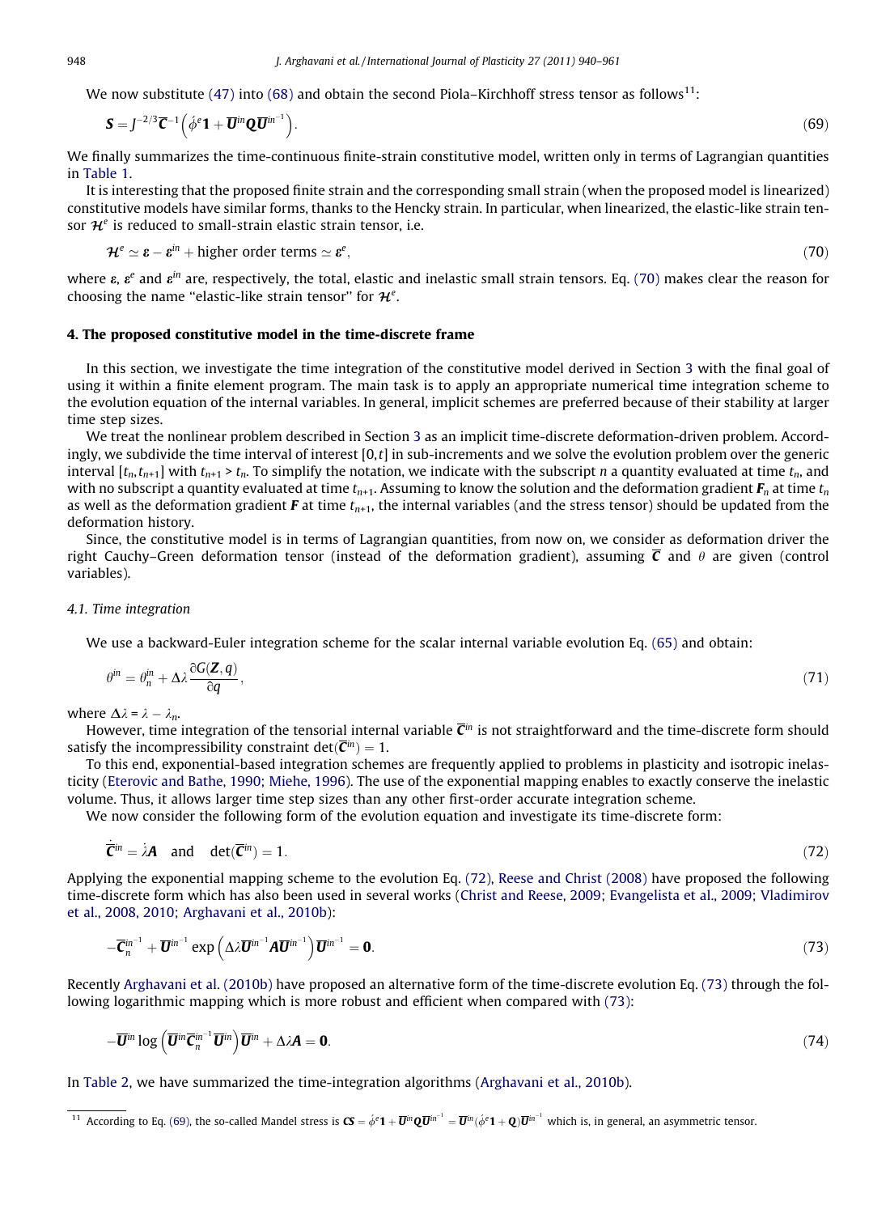We now substitute (47) into (68) and obtain the second Piola–Kirchhoff stress tensor as follows[11]:

$$\boldsymbol{S} = J^{-2/3}\overline{\boldsymbol{C}}^{-1}\left(\acute{\phi}^{e}\boldsymbol{1} + \overline{\boldsymbol{U}}^{in}\boldsymbol{Q}\overline{\boldsymbol{U}}^{in^{-1}}\right). \tag{69}$$

We finally summarizes the time-continuous finite-strain constitutive model, written only in terms of Lagrangian quantities in Table 1.

It is interesting that the proposed finite strain and the corresponding small strain (when the proposed model is linearized) constitutive models have similar forms, thanks to the Hencky strain. In particular, when linearized, the elastic-like strain tensor $\mathcal{H}^{e}$ is reduced to small-strain elastic strain tensor, i.e.

$$\mathcal{H}^{e} \simeq \boldsymbol{\varepsilon} - \boldsymbol{\varepsilon}^{in} + \text{higher order terms} \simeq \boldsymbol{\varepsilon}^{e}, \tag{70}$$

where $\boldsymbol{\varepsilon}$, $\boldsymbol{\varepsilon}^{e}$ and $\boldsymbol{\varepsilon}^{in}$ are, respectively, the total, elastic and inelastic small strain tensors. Eq. (70) makes clear the reason for choosing the name "elastic-like strain tensor" for $\mathcal{H}^{e}$.

## 4. The proposed constitutive model in the time-discrete frame

In this section, we investigate the time integration of the constitutive model derived in Section 3 with the final goal of using it within a finite element program. The main task is to apply an appropriate numerical time integration scheme to the evolution equation of the internal variables. In general, implicit schemes are preferred because of their stability at larger time step sizes.

We treat the nonlinear problem described in Section 3 as an implicit time-discrete deformation-driven problem. Accordingly, we subdivide the time interval of interest $[0,t]$ in sub-increments and we solve the evolution problem over the generic interval $[t_n, t_{n+1}]$ with $t_{n+1} > t_n$. To simplify the notation, we indicate with the subscript $n$ a quantity evaluated at time $t_n$, and with no subscript a quantity evaluated at time $t_{n+1}$. Assuming to know the solution and the deformation gradient $\boldsymbol{F}_n$ at time $t_n$ as well as the deformation gradient $\boldsymbol{F}$ at time $t_{n+1}$, the internal variables (and the stress tensor) should be updated from the deformation history.

Since, the constitutive model is in terms of Lagrangian quantities, from now on, we consider as deformation driver the right Cauchy–Green deformation tensor (instead of the deformation gradient), assuming $\overline{\boldsymbol{C}}$ and $\theta$ are given (control variables).

### 4.1. Time integration

We use a backward-Euler integration scheme for the scalar internal variable evolution Eq. (65) and obtain:

$$\theta^{in} = \theta^{in}_{n} + \Delta\lambda\frac{\partial G(\boldsymbol{Z}, q)}{\partial q}, \tag{71}$$

where $\Delta\lambda = \lambda - \lambda_n$.

However, time integration of the tensorial internal variable $\overline{\boldsymbol{C}}^{in}$ is not straightforward and the time-discrete form should satisfy the incompressibility constraint $\det(\overline{\boldsymbol{C}}^{in}) = 1$.

To this end, exponential-based integration schemes are frequently applied to problems in plasticity and isotropic inelasticity (Eterovic and Bathe, 1990; Miehe, 1996). The use of the exponential mapping enables to exactly conserve the inelastic volume. Thus, it allows larger time step sizes than any other first-order accurate integration scheme.

We now consider the following form of the evolution equation and investigate its time-discrete form:

$$\dot{\overline{\boldsymbol{C}}}^{in} = \dot{\lambda}\boldsymbol{A} \quad \text{and} \quad \det(\overline{\boldsymbol{C}}^{in}) = 1. \tag{72}$$

Applying the exponential mapping scheme to the evolution Eq. (72), Reese and Christ (2008) have proposed the following time-discrete form which has also been used in several works (Christ and Reese, 2009; Evangelista et al., 2009; Vladimirov et al., 2008, 2010; Arghavani et al., 2010b):

$$-\overline{\boldsymbol{C}}_{n}^{in^{-1}} + \overline{\boldsymbol{U}}^{in^{-1}}\exp\left(\Delta\lambda\overline{\boldsymbol{U}}^{in^{-1}}\boldsymbol{A}\overline{\boldsymbol{U}}^{in^{-1}}\right)\overline{\boldsymbol{U}}^{in^{-1}} = \boldsymbol{0}. \tag{73}$$

Recently Arghavani et al. (2010b) have proposed an alternative form of the time-discrete evolution Eq. (73) through the following logarithmic mapping which is more robust and efficient when compared with (73):

$$-\overline{\boldsymbol{U}}^{in}\log\left(\overline{\boldsymbol{U}}^{in}\overline{\boldsymbol{C}}_{n}^{in^{-1}}\overline{\boldsymbol{U}}^{in}\right)\overline{\boldsymbol{U}}^{in} + \Delta\lambda\boldsymbol{A} = \boldsymbol{0}. \tag{74}$$

In Table 2, we have summarized the time-integration algorithms (Arghavani et al., 2010b).

---

[11] According to Eq. (69), the so-called Mandel stress is $\boldsymbol{CS} = \acute{\phi}^{e}\boldsymbol{1} + \overline{\boldsymbol{U}}^{in}\boldsymbol{Q}\overline{\boldsymbol{U}}^{in^{-1}} = \overline{\boldsymbol{U}}^{in}(\acute{\phi}^{e}\boldsymbol{1} + \boldsymbol{Q})\overline{\boldsymbol{U}}^{in^{-1}}$ which is, in general, an asymmetric tensor.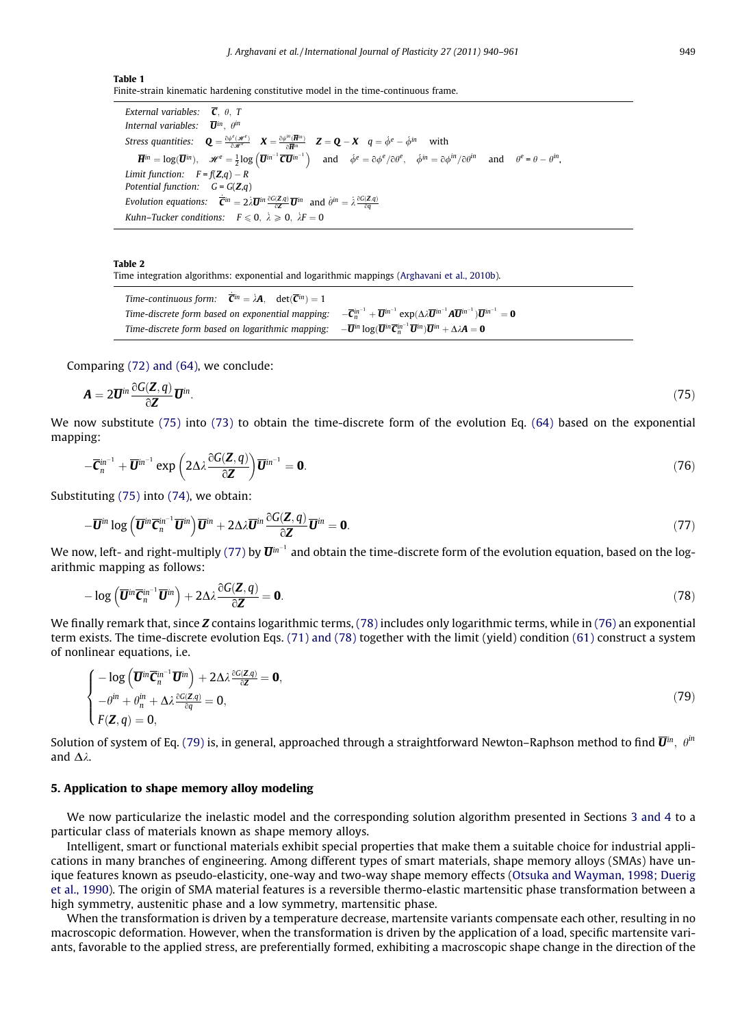**Table 1**
Finite-strain kinematic hardening constitutive model in the time-continuous frame.

| |
|---|
| *External variables:* $\overline{\boldsymbol{C}},\ \theta,\ T$ |
| *Internal variables:* $\overline{\boldsymbol{U}}^{in},\ \theta^{in}$ |
| *Stress quantities:* $\boldsymbol{Q} = \frac{\partial \psi^e(\mathscr{H}^e)}{\partial \mathscr{H}^e}$ $\quad \boldsymbol{X} = \frac{\partial \psi^{in}(\overline{\boldsymbol{H}}^{in})}{\partial \overline{\boldsymbol{H}}^{in}}$ $\quad \boldsymbol{Z} = \boldsymbol{Q} - \boldsymbol{X}$ $\quad q = \dot{\phi}^e - \dot{\phi}^{in}$ with |
| $\overline{\boldsymbol{H}}^{in} = \log(\overline{\boldsymbol{U}}^{in}),\quad \mathscr{H}^e = \frac{1}{2}\log\left(\overline{\boldsymbol{U}}^{in^{-1}}\overline{\boldsymbol{C}}\,\overline{\boldsymbol{U}}^{in^{-1}}\right)$ and $\dot{\phi}^e = \partial\phi^e/\partial\theta^e,\quad \dot{\phi}^{in} = \partial\phi^{in}/\partial\theta^{in}$ and $\theta^e = \theta - \theta^{in}$, |
| *Limit function:* $F = f(\boldsymbol{Z}, q) - R$ |
| *Potential function:* $G = G(\boldsymbol{Z}, q)$ |
| *Evolution equations:* $\dot{\overline{\boldsymbol{C}}}^{in} = 2\dot{\lambda}\overline{\boldsymbol{U}}^{in}\frac{\partial G(\boldsymbol{Z},q)}{\partial \boldsymbol{Z}}\overline{\boldsymbol{U}}^{in}$ and $\dot{\theta}^{in} = \dot{\lambda}\frac{\partial G(\boldsymbol{Z},q)}{\partial q}$ |
| *Kuhn–Tucker conditions:* $F \leqslant 0,\ \dot{\lambda} \geqslant 0,\ \dot{\lambda}F = 0$ |

**Table 2**
Time integration algorithms: exponential and logarithmic mappings (Arghavani et al., 2010b).

| | |
|---|---|
| *Time-continuous form:* | $\dot{\overline{\boldsymbol{C}}}^{in} = \dot{\lambda}\boldsymbol{A},\quad \det(\overline{\boldsymbol{C}}^{in}) = 1$ |
| *Time-discrete form based on exponential mapping:* | $-\overline{\boldsymbol{C}}_n^{in^{-1}} + \overline{\boldsymbol{U}}^{in^{-1}}\exp(\Delta\lambda\overline{\boldsymbol{U}}^{in^{-1}}\boldsymbol{A}\overline{\boldsymbol{U}}^{in^{-1}})\overline{\boldsymbol{U}}^{in^{-1}} = \boldsymbol{0}$ |
| *Time-discrete form based on logarithmic mapping:* | $-\overline{\boldsymbol{U}}^{in}\log(\overline{\boldsymbol{U}}^{in}\overline{\boldsymbol{C}}_n^{in^{-1}}\overline{\boldsymbol{U}}^{in})\overline{\boldsymbol{U}}^{in} + \Delta\lambda\boldsymbol{A} = \boldsymbol{0}$ |

Comparing (72) and (64), we conclude:

$$\boldsymbol{A} = 2\overline{\boldsymbol{U}}^{in}\frac{\partial G(\boldsymbol{Z}, q)}{\partial \boldsymbol{Z}}\overline{\boldsymbol{U}}^{in}. \tag{75}$$

We now substitute (75) into (73) to obtain the time-discrete form of the evolution Eq. (64) based on the exponential mapping:

$$-\overline{\boldsymbol{C}}_n^{in^{-1}} + \overline{\boldsymbol{U}}^{in^{-1}}\exp\left(2\Delta\lambda\frac{\partial G(\boldsymbol{Z}, q)}{\partial \boldsymbol{Z}}\right)\overline{\boldsymbol{U}}^{in^{-1}} = \boldsymbol{0}. \tag{76}$$

Substituting (75) into (74), we obtain:

$$-\overline{\boldsymbol{U}}^{in}\log\left(\overline{\boldsymbol{U}}^{in}\overline{\boldsymbol{C}}_n^{in^{-1}}\overline{\boldsymbol{U}}^{in}\right)\overline{\boldsymbol{U}}^{in} + 2\Delta\lambda\overline{\boldsymbol{U}}^{in}\frac{\partial G(\boldsymbol{Z}, q)}{\partial \boldsymbol{Z}}\overline{\boldsymbol{U}}^{in} = \boldsymbol{0}. \tag{77}$$

We now, left- and right-multiply (77) by $\overline{\boldsymbol{U}}^{in^{-1}}$ and obtain the time-discrete form of the evolution equation, based on the logarithmic mapping as follows:

$$-\log\left(\overline{\boldsymbol{U}}^{in}\overline{\boldsymbol{C}}_n^{in^{-1}}\overline{\boldsymbol{U}}^{in}\right) + 2\Delta\lambda\frac{\partial G(\boldsymbol{Z}, q)}{\partial \boldsymbol{Z}} = \boldsymbol{0}. \tag{78}$$

We finally remark that, since $\boldsymbol{Z}$ contains logarithmic terms, (78) includes only logarithmic terms, while in (76) an exponential term exists. The time-discrete evolution Eqs. (71) and (78) together with the limit (yield) condition (61) construct a system of nonlinear equations, i.e.

$$\begin{cases} -\log\left(\overline{\boldsymbol{U}}^{in}\overline{\boldsymbol{C}}_n^{in^{-1}}\overline{\boldsymbol{U}}^{in}\right) + 2\Delta\lambda\frac{\partial G(\boldsymbol{Z},q)}{\partial \boldsymbol{Z}} = \boldsymbol{0}, \\ -\theta^{in} + \theta_n^{in} + \Delta\lambda\frac{\partial G(\boldsymbol{Z},q)}{\partial q} = 0, \\ F(\boldsymbol{Z}, q) = 0, \end{cases} \tag{79}$$

Solution of system of Eq. (79) is, in general, approached through a straightforward Newton–Raphson method to find $\overline{\boldsymbol{U}}^{in},\ \theta^{in}$ and $\Delta\lambda$.

## 5. Application to shape memory alloy modeling

We now particularize the inelastic model and the corresponding solution algorithm presented in Sections 3 and 4 to a particular class of materials known as shape memory alloys.

Intelligent, smart or functional materials exhibit special properties that make them a suitable choice for industrial applications in many branches of engineering. Among different types of smart materials, shape memory alloys (SMAs) have unique features known as pseudo-elasticity, one-way and two-way shape memory effects (Otsuka and Wayman, 1998; Duerig et al., 1990). The origin of SMA material features is a reversible thermo-elastic martensitic phase transformation between a high symmetry, austenitic phase and a low symmetry, martensitic phase.

When the transformation is driven by a temperature decrease, martensite variants compensate each other, resulting in no macroscopic deformation. However, when the transformation is driven by the application of a load, specific martensite variants, favorable to the applied stress, are preferentially formed, exhibiting a macroscopic shape change in the direction of the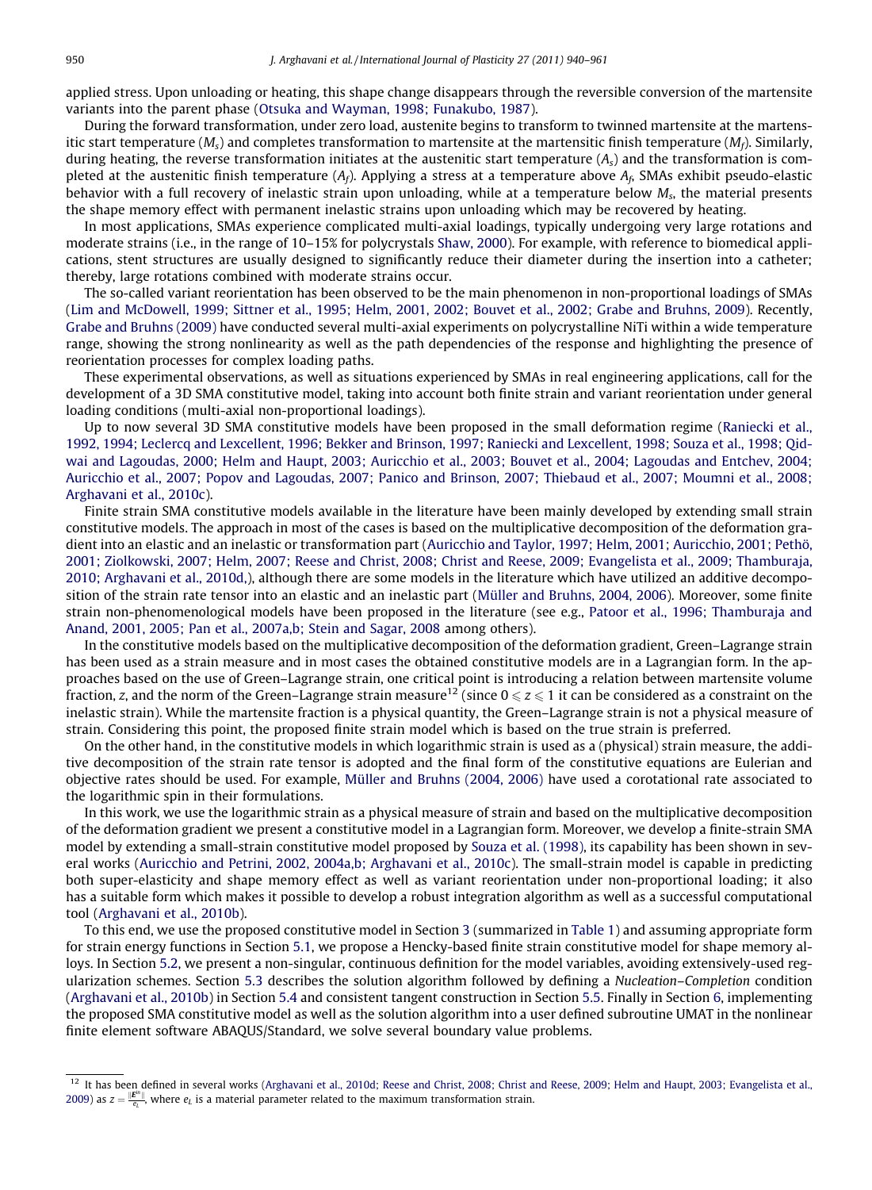applied stress. Upon unloading or heating, this shape change disappears through the reversible conversion of the martensite variants into the parent phase (Otsuka and Wayman, 1998; Funakubo, 1987).

During the forward transformation, under zero load, austenite begins to transform to twinned martensite at the martensitic start temperature ($M_s$) and completes transformation to martensite at the martensitic finish temperature ($M_f$). Similarly, during heating, the reverse transformation initiates at the austenitic start temperature ($A_s$) and the transformation is completed at the austenitic finish temperature ($A_f$). Applying a stress at a temperature above $A_f$, SMAs exhibit pseudo-elastic behavior with a full recovery of inelastic strain upon unloading, while at a temperature below $M_s$, the material presents the shape memory effect with permanent inelastic strains upon unloading which may be recovered by heating.

In most applications, SMAs experience complicated multi-axial loadings, typically undergoing very large rotations and moderate strains (i.e., in the range of 10–15% for polycrystals Shaw, 2000). For example, with reference to biomedical applications, stent structures are usually designed to significantly reduce their diameter during the insertion into a catheter; thereby, large rotations combined with moderate strains occur.

The so-called variant reorientation has been observed to be the main phenomenon in non-proportional loadings of SMAs (Lim and McDowell, 1999; Sittner et al., 1995; Helm, 2001, 2002; Bouvet et al., 2002; Grabe and Bruhns, 2009). Recently, Grabe and Bruhns (2009) have conducted several multi-axial experiments on polycrystalline NiTi within a wide temperature range, showing the strong nonlinearity as well as the path dependencies of the response and highlighting the presence of reorientation processes for complex loading paths.

These experimental observations, as well as situations experienced by SMAs in real engineering applications, call for the development of a 3D SMA constitutive model, taking into account both finite strain and variant reorientation under general loading conditions (multi-axial non-proportional loadings).

Up to now several 3D SMA constitutive models have been proposed in the small deformation regime (Raniecki et al., 1992, 1994; Leclercq and Lexcellent, 1996; Bekker and Brinson, 1997; Raniecki and Lexcellent, 1998; Souza et al., 1998; Qidwai and Lagoudas, 2000; Helm and Haupt, 2003; Auricchio et al., 2003; Bouvet et al., 2004; Lagoudas and Entchev, 2004; Auricchio et al., 2007; Popov and Lagoudas, 2007; Panico and Brinson, 2007; Thiebaud et al., 2007; Moumni et al., 2008; Arghavani et al., 2010c).

Finite strain SMA constitutive models available in the literature have been mainly developed by extending small strain constitutive models. The approach in most of the cases is based on the multiplicative decomposition of the deformation gradient into an elastic and an inelastic or transformation part (Auricchio and Taylor, 1997; Helm, 2001; Auricchio, 2001; Pethö, 2001; Ziolkowski, 2007; Helm, 2007; Reese and Christ, 2008; Christ and Reese, 2009; Evangelista et al., 2009; Thamburaja, 2010; Arghavani et al., 2010d,), although there are some models in the literature which have utilized an additive decomposition of the strain rate tensor into an elastic and an inelastic part (Müller and Bruhns, 2004, 2006). Moreover, some finite strain non-phenomenological models have been proposed in the literature (see e.g., Patoor et al., 1996; Thamburaja and Anand, 2001, 2005; Pan et al., 2007a,b; Stein and Sagar, 2008 among others).

In the constitutive models based on the multiplicative decomposition of the deformation gradient, Green–Lagrange strain has been used as a strain measure and in most cases the obtained constitutive models are in a Lagrangian form. In the approaches based on the use of Green–Lagrange strain, one critical point is introducing a relation between martensite volume fraction, $z$, and the norm of the Green–Lagrange strain measure[12] (since $0 \leqslant z \leqslant 1$ it can be considered as a constraint on the inelastic strain). While the martensite fraction is a physical quantity, the Green–Lagrange strain is not a physical measure of strain. Considering this point, the proposed finite strain model which is based on the true strain is preferred.

On the other hand, in the constitutive models in which logarithmic strain is used as a (physical) strain measure, the additive decomposition of the strain rate tensor is adopted and the final form of the constitutive equations are Eulerian and objective rates should be used. For example, Müller and Bruhns (2004, 2006) have used a corotational rate associated to the logarithmic spin in their formulations.

In this work, we use the logarithmic strain as a physical measure of strain and based on the multiplicative decomposition of the deformation gradient we present a constitutive model in a Lagrangian form. Moreover, we develop a finite-strain SMA model by extending a small-strain constitutive model proposed by Souza et al. (1998), its capability has been shown in several works (Auricchio and Petrini, 2002, 2004a,b; Arghavani et al., 2010c). The small-strain model is capable in predicting both super-elasticity and shape memory effect as well as variant reorientation under non-proportional loading; it also has a suitable form which makes it possible to develop a robust integration algorithm as well as a successful computational tool (Arghavani et al., 2010b).

To this end, we use the proposed constitutive model in Section 3 (summarized in Table 1) and assuming appropriate form for strain energy functions in Section 5.1, we propose a Hencky-based finite strain constitutive model for shape memory alloys. In Section 5.2, we present a non-singular, continuous definition for the model variables, avoiding extensively-used regularization schemes. Section 5.3 describes the solution algorithm followed by defining a *Nucleation–Completion* condition (Arghavani et al., 2010b) in Section 5.4 and consistent tangent construction in Section 5.5. Finally in Section 6, implementing the proposed SMA constitutive model as well as the solution algorithm into a user defined subroutine UMAT in the nonlinear finite element software ABAQUS/Standard, we solve several boundary value problems.

---

[12] It has been defined in several works (Arghavani et al., 2010d; Reese and Christ, 2008; Christ and Reese, 2009; Helm and Haupt, 2003; Evangelista et al., 2009) as $z = \frac{\|\mathbf{E}^{tr}\|}{e_L}$, where $e_L$ is a material parameter related to the maximum transformation strain.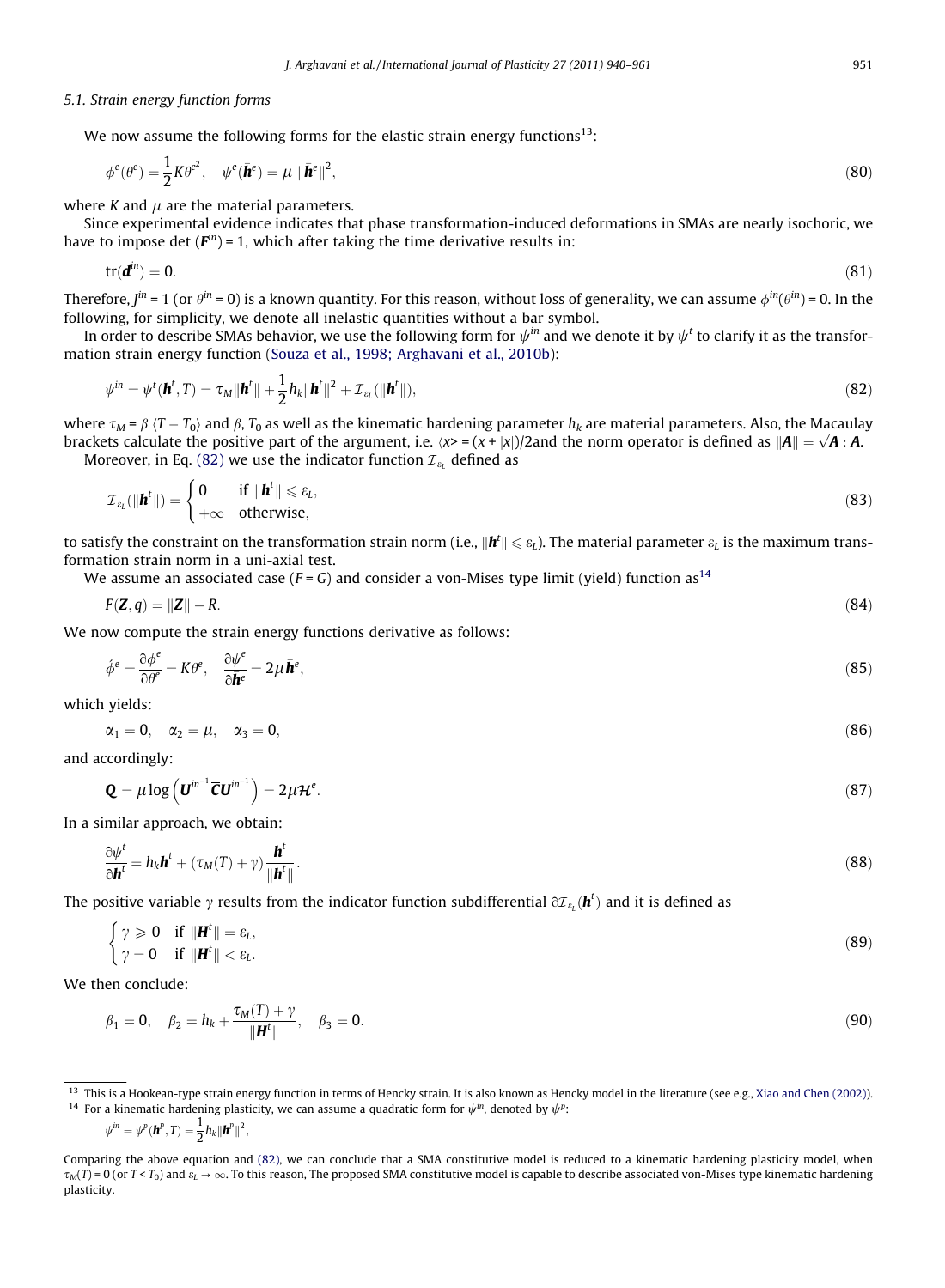### 5.1. Strain energy function forms

We now assume the following forms for the elastic strain energy functions[13]:

$$\phi^e(\theta^e) = \frac{1}{2}K\theta^{e^2}, \quad \psi^e(\bar{\boldsymbol{h}}^e) = \mu \, \|\bar{\boldsymbol{h}}^e\|^2, \tag{80}$$

where $K$ and $\mu$ are the material parameters.

Since experimental evidence indicates that phase transformation-induced deformations in SMAs are nearly isochoric, we have to impose det $(\boldsymbol{F}^{in}) = 1$, which after taking the time derivative results in:

$$\mathrm{tr}(\boldsymbol{d}^{in}) = 0. \tag{81}$$

Therefore, $J^{in} = 1$ (or $\theta^{in} = 0$) is a known quantity. For this reason, without loss of generality, we can assume $\phi^{in}(\theta^{in}) = 0$. In the following, for simplicity, we denote all inelastic quantities without a bar symbol.

In order to describe SMAs behavior, we use the following form for $\psi^{in}$ and we denote it by $\psi^t$ to clarify it as the transformation strain energy function (Souza et al., 1998; Arghavani et al., 2010b):

$$\psi^{in} = \psi^t(\boldsymbol{h}^t, T) = \tau_M\|\boldsymbol{h}^t\| + \frac{1}{2}h_k\|\boldsymbol{h}^t\|^2 + \mathcal{I}_{\varepsilon_L}(\|\boldsymbol{h}^t\|), \tag{82}$$

where $\tau_M = \beta\,\langle T - T_0\rangle$ and $\beta$, $T_0$ as well as the kinematic hardening parameter $h_k$ are material parameters. Also, the Macaulay brackets calculate the positive part of the argument, i.e. $\langle x \rangle = (x + |x|)/2$and the norm operator is defined as $\|\boldsymbol{A}\| = \sqrt{\boldsymbol{A}:\boldsymbol{A}}$.

Moreover, in Eq. (82) we use the indicator function $\mathcal{I}_{\varepsilon_L}$ defined as

$$\mathcal{I}_{\varepsilon_L}(\|\boldsymbol{h}^t\|) = \begin{cases} 0 & \text{if } \|\boldsymbol{h}^t\| \leqslant \varepsilon_L, \\ +\infty & \text{otherwise}, \end{cases} \tag{83}$$

to satisfy the constraint on the transformation strain norm (i.e., $\|\boldsymbol{h}^t\| \leqslant \varepsilon_L$). The material parameter $\varepsilon_L$ is the maximum transformation strain norm in a uni-axial test.

We assume an associated case ($F = G$) and consider a von-Mises type limit (yield) function as[14]

$$F(\boldsymbol{Z}, q) = \|\boldsymbol{Z}\| - R. \tag{84}$$

We now compute the strain energy functions derivative as follows:

$$\acute{\phi}^e = \frac{\partial \phi^e}{\partial \theta^e} = K\theta^e, \quad \frac{\partial \psi^e}{\partial \bar{\boldsymbol{h}}^e} = 2\mu\,\bar{\boldsymbol{h}}^e, \tag{85}$$

which yields:

$$\alpha_1 = 0, \quad \alpha_2 = \mu, \quad \alpha_3 = 0, \tag{86}$$

and accordingly:

$$\boldsymbol{Q} = \mu \log\left(\boldsymbol{U}^{in^{-1}}\overline{\boldsymbol{C}}\boldsymbol{U}^{in^{-1}}\right) = 2\mu\boldsymbol{\mathcal{H}}^e. \tag{87}$$

In a similar approach, we obtain:

$$\frac{\partial \psi^t}{\partial \boldsymbol{h}^t} = h_k\boldsymbol{h}^t + (\tau_M(T) + \gamma)\frac{\boldsymbol{h}^t}{\|\boldsymbol{h}^t\|}. \tag{88}$$

The positive variable $\gamma$ results from the indicator function subdifferential $\partial\mathcal{I}_{\varepsilon_L}(\boldsymbol{h}^t)$ and it is defined as

$$\begin{cases} \gamma \geqslant 0 & \text{if } \|\boldsymbol{H}^t\| = \varepsilon_L, \\ \gamma = 0 & \text{if } \|\boldsymbol{H}^t\| < \varepsilon_L. \end{cases} \tag{89}$$

We then conclude:

$$\beta_1 = 0, \quad \beta_2 = h_k + \frac{\tau_M(T) + \gamma}{\|\boldsymbol{H}^t\|}, \quad \beta_3 = 0. \tag{90}$$

---

[13] This is a Hookean-type strain energy function in terms of Hencky strain. It is also known as Hencky model in the literature (see e.g., Xiao and Chen (2002)).

[14] For a kinematic hardening plasticity, we can assume a quadratic form for $\psi^{in}$, denoted by $\psi^p$:

$$\psi^{in} = \psi^p(\boldsymbol{h}^p, T) = \frac{1}{2}h_k\|\boldsymbol{h}^p\|^2,$$

Comparing the above equation and (82), we can conclude that a SMA constitutive model is reduced to a kinematic hardening plasticity model, when $\tau_M(T) = 0$ (or $T < T_0$) and $\varepsilon_L \to \infty$. To this reason, The proposed SMA constitutive model is capable to describe associated von-Mises type kinematic hardening plasticity.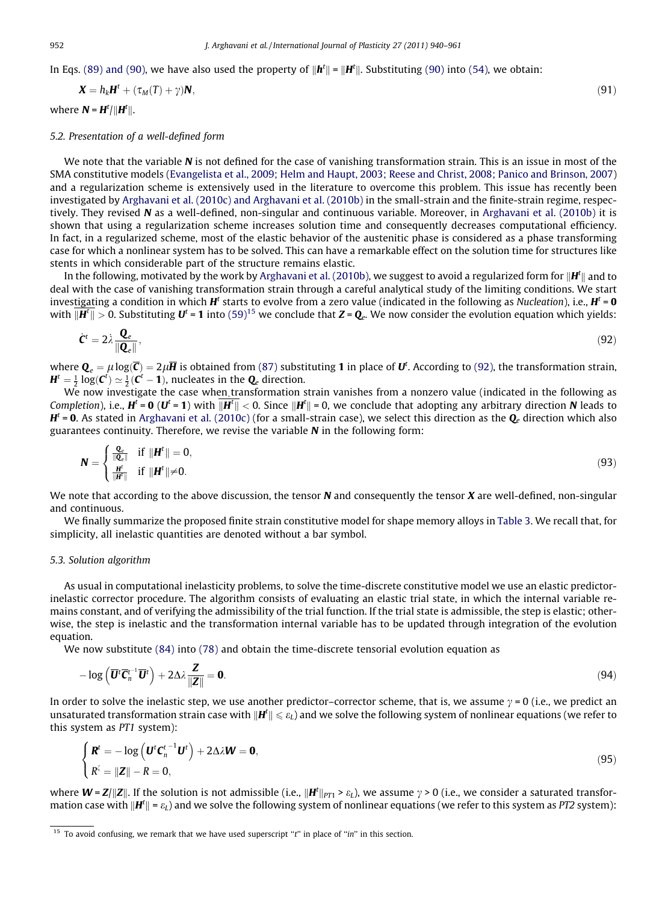In Eqs. (89) and (90), we have also used the property of $\|\boldsymbol{h}^t\| = \|\boldsymbol{H}^t\|$. Substituting (90) into (54), we obtain:

$$\boldsymbol{X} = h_k \boldsymbol{H}^t + (\tau_M(T) + \gamma)\boldsymbol{N}, \tag{91}$$

where $\boldsymbol{N} = \boldsymbol{H}^t / \|\boldsymbol{H}^t\|$.

### 5.2. Presentation of a well-defined form

We note that the variable $\boldsymbol{N}$ is not defined for the case of vanishing transformation strain. This is an issue in most of the SMA constitutive models (Evangelista et al., 2009; Helm and Haupt, 2003; Reese and Christ, 2008; Panico and Brinson, 2007) and a regularization scheme is extensively used in the literature to overcome this problem. This issue has recently been investigated by Arghavani et al. (2010c) and Arghavani et al. (2010b) in the small-strain and the finite-strain regime, respectively. They revised $\boldsymbol{N}$ as a well-defined, non-singular and continuous variable. Moreover, in Arghavani et al. (2010b) it is shown that using a regularization scheme increases solution time and consequently decreases computational efficiency. In fact, in a regularized scheme, most of the elastic behavior of the austenitic phase is considered as a phase transforming case for which a nonlinear system has to be solved. This can have a remarkable effect on the solution time for structures like stents in which considerable part of the structure remains elastic.

In the following, motivated by the work by Arghavani et al. (2010b), we suggest to avoid a regularized form for $\|\boldsymbol{H}^t\|$ and to deal with the case of vanishing transformation strain through a careful analytical study of the limiting conditions. We start investigating a condition in which $\boldsymbol{H}^t$ starts to evolve from a zero value (indicated in the following as *Nucleation*), i.e., $\boldsymbol{H}^t = \boldsymbol{0}$ with $\overline{\|\boldsymbol{H}^t\|} > 0$. Substituting $\boldsymbol{U}^t = \boldsymbol{1}$ into (59)[15] we conclude that $\boldsymbol{Z} = \boldsymbol{Q}_e$. We now consider the evolution equation which yields:

$$\dot{\boldsymbol{C}}^t = 2\dot{\lambda} \frac{\boldsymbol{Q}_e}{\|\boldsymbol{Q}_e\|}, \tag{92}$$

where $\boldsymbol{Q}_e = \mu \log(\overline{\boldsymbol{C}}) = 2\mu \overline{\boldsymbol{H}}$ is obtained from (87) substituting $\boldsymbol{1}$ in place of $\boldsymbol{U}^t$. According to (92), the transformation strain, $\boldsymbol{H}^t = \frac{1}{2}\log(\boldsymbol{C}^t) \simeq \frac{1}{2}(\boldsymbol{C}^t - \boldsymbol{1})$, nucleates in the $\boldsymbol{Q}_e$ direction.

We now investigate the case when transformation strain vanishes from a nonzero value (indicated in the following as *Completion*), i.e., $\boldsymbol{H}^t = \boldsymbol{0}$ ($\boldsymbol{U}^t = \boldsymbol{1}$) with $\overline{\|\boldsymbol{H}^t\|} < 0$. Since $\|\boldsymbol{H}^t\| = 0$, we conclude that adopting any arbitrary direction $\boldsymbol{N}$ leads to $\boldsymbol{H}^t = \boldsymbol{0}$. As stated in Arghavani et al. (2010c) (for a small-strain case), we select this direction as the $\boldsymbol{Q}_e$ direction which also guarantees continuity. Therefore, we revise the variable $\boldsymbol{N}$ in the following form:

$$\boldsymbol{N} = \begin{cases} \frac{\boldsymbol{Q}_e}{\|\boldsymbol{Q}_e\|} & \text{if } \|\boldsymbol{H}^t\| = 0, \\ \frac{\boldsymbol{H}^t}{\|\boldsymbol{H}^t\|} & \text{if } \|\boldsymbol{H}^t\| \neq 0. \end{cases} \tag{93}$$

We note that according to the above discussion, the tensor $\boldsymbol{N}$ and consequently the tensor $\boldsymbol{X}$ are well-defined, non-singular and continuous.

We finally summarize the proposed finite strain constitutive model for shape memory alloys in Table 3. We recall that, for simplicity, all inelastic quantities are denoted without a bar symbol.

### 5.3. Solution algorithm

As usual in computational inelasticity problems, to solve the time-discrete constitutive model we use an elastic predictor-inelastic corrector procedure. The algorithm consists of evaluating an elastic trial state, in which the internal variable remains constant, and of verifying the admissibility of the trial function. If the trial state is admissible, the step is elastic; otherwise, the step is inelastic and the transformation internal variable has to be updated through integration of the evolution equation.

We now substitute (84) into (78) and obtain the time-discrete tensorial evolution equation as

$$-\log\left(\overline{\boldsymbol{U}}^t \overline{\boldsymbol{C}}_n^{t^{-1}} \overline{\boldsymbol{U}}^t\right) + 2\Delta\lambda \frac{\boldsymbol{Z}}{\|\boldsymbol{Z}\|} = \boldsymbol{0}. \tag{94}$$

In order to solve the inelastic step, we use another predictor–corrector scheme, that is, we assume $\gamma = 0$ (i.e., we predict an unsaturated transformation strain case with $\|\boldsymbol{H}^t\| \leqslant \varepsilon_L$) and we solve the following system of nonlinear equations (we refer to this system as *PT1* system):

$$\begin{cases} \boldsymbol{R}^t = -\log\left(\boldsymbol{U}^t \boldsymbol{C}_n^{t^{-1}} \boldsymbol{U}^t\right) + 2\Delta\lambda \boldsymbol{W} = \boldsymbol{0}, \\ R^{\zeta} = \|\boldsymbol{Z}\| - R = 0, \end{cases} \tag{95}$$

where $\boldsymbol{W} = \boldsymbol{Z}/\|\boldsymbol{Z}\|$. If the solution is not admissible (i.e., $\|\boldsymbol{H}^t\|_{PT1} > \varepsilon_L$), we assume $\gamma > 0$ (i.e., we consider a saturated transformation case with $\|\boldsymbol{H}^t\| = \varepsilon_L$) and we solve the following system of nonlinear equations (we refer to this system as *PT2* system):

[15] To avoid confusing, we remark that we have used superscript "$t$" in place of "$in$" in this section.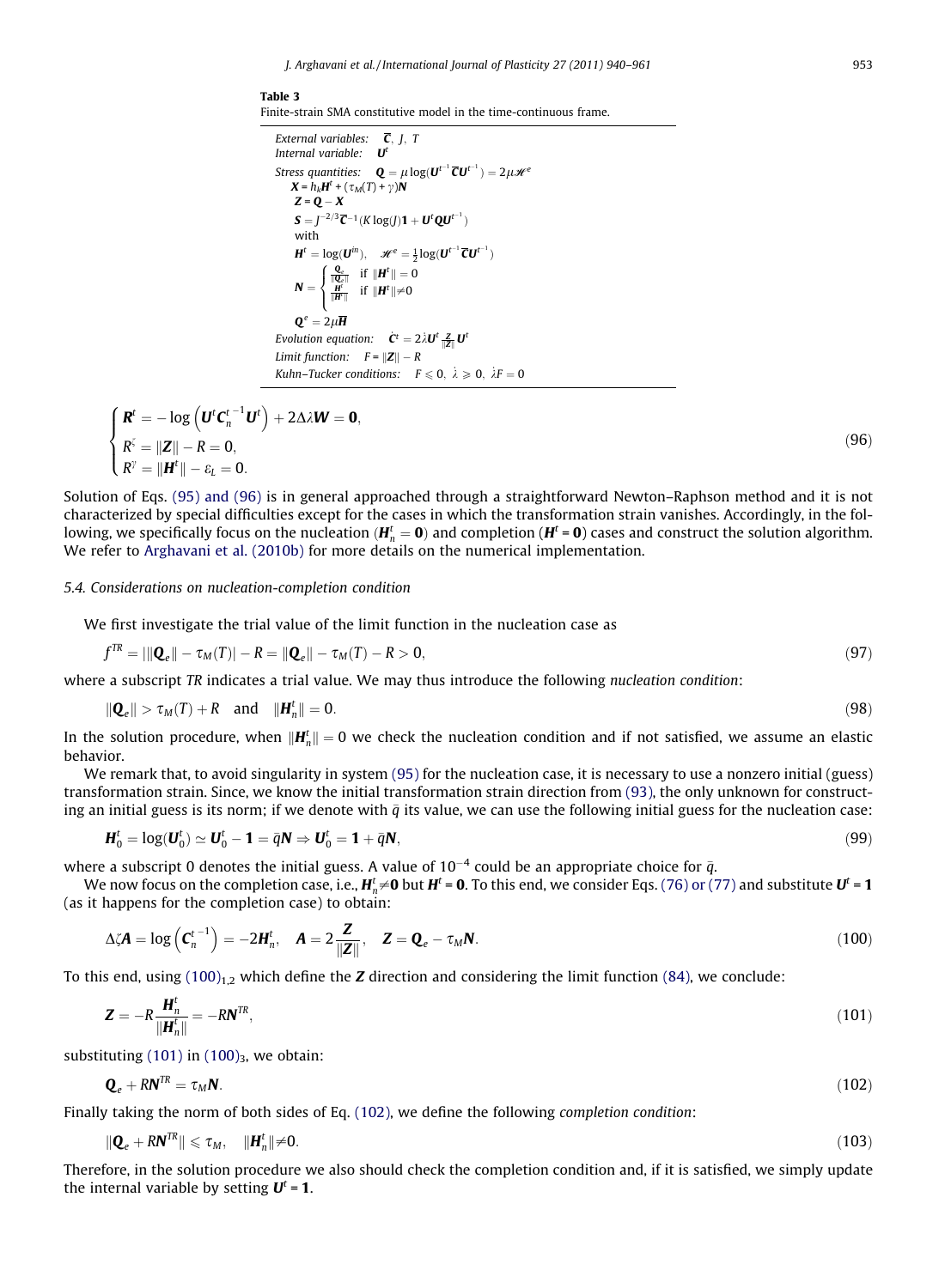**Table 3**
Finite-strain SMA constitutive model in the time-continuous frame.

*External variables:* $\overline{\boldsymbol{C}},\ J,\ T$
*Internal variable:* $\boldsymbol{U}^t$
*Stress quantities:* $\boldsymbol{Q} = \mu \log(\boldsymbol{U}^{t^{-1}}\overline{\boldsymbol{C}}\boldsymbol{U}^{t^{-1}}) = 2\mu\mathscr{H}^e$
$\boldsymbol{X} = h_k\boldsymbol{H}^t + (\tau_M(T) + \gamma)\boldsymbol{N}$
$\boldsymbol{Z} = \boldsymbol{Q} - \boldsymbol{X}$
$\boldsymbol{S} = J^{-2/3}\overline{\boldsymbol{C}}^{-1}(K\log(J)\boldsymbol{1} + \boldsymbol{U}^t\boldsymbol{Q}\boldsymbol{U}^{t^{-1}})$
with
$\boldsymbol{H}^t = \log(\boldsymbol{U}^{in}),\quad \mathscr{H}^e = \frac{1}{2}\log(\boldsymbol{U}^{t^{-1}}\overline{\boldsymbol{C}}\boldsymbol{U}^{t^{-1}})$
$\boldsymbol{N} = \begin{cases} \frac{\boldsymbol{Q}_e}{\|\boldsymbol{Q}_e\|} & \text{if } \|\boldsymbol{H}^t\| = 0 \\ \frac{\boldsymbol{H}^t}{\|\boldsymbol{H}^t\|} & \text{if } \|\boldsymbol{H}^t\| \neq 0 \end{cases}$
$\boldsymbol{Q}^e = 2\mu\overline{\boldsymbol{H}}$
*Evolution equation:* $\dot{\boldsymbol{C}}^t = 2\dot{\lambda}\boldsymbol{U}^t\frac{\boldsymbol{Z}}{\|\boldsymbol{Z}\|}\boldsymbol{U}^t$
*Limit function:* $F = \|\boldsymbol{Z}\| - R$
*Kuhn–Tucker conditions:* $F \leqslant 0,\ \dot{\lambda} \geqslant 0,\ \dot{\lambda}F = 0$

$$
\begin{cases}
\boldsymbol{R}^t = -\log\left(\boldsymbol{U}^t\boldsymbol{C}_n^{t^{-1}}\boldsymbol{U}^t\right) + 2\Delta\lambda\boldsymbol{W} = \boldsymbol{0}, \\
R^\zeta = \|\boldsymbol{Z}\| - R = 0, \\
R^\gamma = \|\boldsymbol{H}^t\| - \varepsilon_L = 0.
\end{cases} \tag{96}
$$

Solution of Eqs. (95) and (96) is in general approached through a straightforward Newton–Raphson method and it is not characterized by special difficulties except for the cases in which the transformation strain vanishes. Accordingly, in the following, we specifically focus on the nucleation ($\boldsymbol{H}_n^t = \boldsymbol{0}$) and completion ($\boldsymbol{H}^t = \boldsymbol{0}$) cases and construct the solution algorithm. We refer to Arghavani et al. (2010b) for more details on the numerical implementation.

### 5.4. Considerations on nucleation-completion condition

We first investigate the trial value of the limit function in the nucleation case as

$$
f^{TR} = |\|\boldsymbol{Q}_e\| - \tau_M(T)| - R = \|\boldsymbol{Q}_e\| - \tau_M(T) - R > 0, \tag{97}
$$

where a subscript *TR* indicates a trial value. We may thus introduce the following *nucleation condition*:

$$
\|\boldsymbol{Q}_e\| > \tau_M(T) + R \quad \text{and} \quad \|\boldsymbol{H}_n^t\| = 0. \tag{98}
$$

In the solution procedure, when $\|\boldsymbol{H}_n^t\| = 0$ we check the nucleation condition and if not satisfied, we assume an elastic behavior.

We remark that, to avoid singularity in system (95) for the nucleation case, it is necessary to use a nonzero initial (guess) transformation strain. Since, we know the initial transformation strain direction from (93), the only unknown for constructing an initial guess is its norm; if we denote with $\bar{q}$ its value, we can use the following initial guess for the nucleation case:

$$
\boldsymbol{H}_0^t = \log(\boldsymbol{U}_0^t) \simeq \boldsymbol{U}_0^t - \boldsymbol{1} = \bar{q}\boldsymbol{N} \Rightarrow \boldsymbol{U}_0^t = \boldsymbol{1} + \bar{q}\boldsymbol{N}, \tag{99}
$$

where a subscript 0 denotes the initial guess. A value of $10^{-4}$ could be an appropriate choice for $\bar{q}$.

We now focus on the completion case, i.e., $\boldsymbol{H}_n^t \neq \boldsymbol{0}$ but $\boldsymbol{H}^t = \boldsymbol{0}$. To this end, we consider Eqs. (76) or (77) and substitute $\boldsymbol{U}^t = \boldsymbol{1}$ (as it happens for the completion case) to obtain:

$$
\Delta\zeta\boldsymbol{A} = \log\left(\boldsymbol{C}_n^{t^{-1}}\right) = -2\boldsymbol{H}_n^t, \quad \boldsymbol{A} = 2\frac{\boldsymbol{Z}}{\|\boldsymbol{Z}\|}, \quad \boldsymbol{Z} = \boldsymbol{Q}_e - \tau_M\boldsymbol{N}. \tag{100}
$$

To this end, using $(100)_{1,2}$ which define the $\boldsymbol{Z}$ direction and considering the limit function (84), we conclude:

$$
\boldsymbol{Z} = -R\frac{\boldsymbol{H}_n^t}{\|\boldsymbol{H}_n^t\|} = -R\boldsymbol{N}^{TR}, \tag{101}
$$

substituting (101) in $(100)_3$, we obtain:

$$
\boldsymbol{Q}_e + R\boldsymbol{N}^{TR} = \tau_M\boldsymbol{N}. \tag{102}
$$

Finally taking the norm of both sides of Eq. (102), we define the following *completion condition*:

$$
\|\boldsymbol{Q}_e + R\boldsymbol{N}^{TR}\| \leqslant \tau_M, \quad \|\boldsymbol{H}_n^t\| \neq 0. \tag{103}
$$

Therefore, in the solution procedure we also should check the completion condition and, if it is satisfied, we simply update the internal variable by setting $\boldsymbol{U}^t = \boldsymbol{1}$.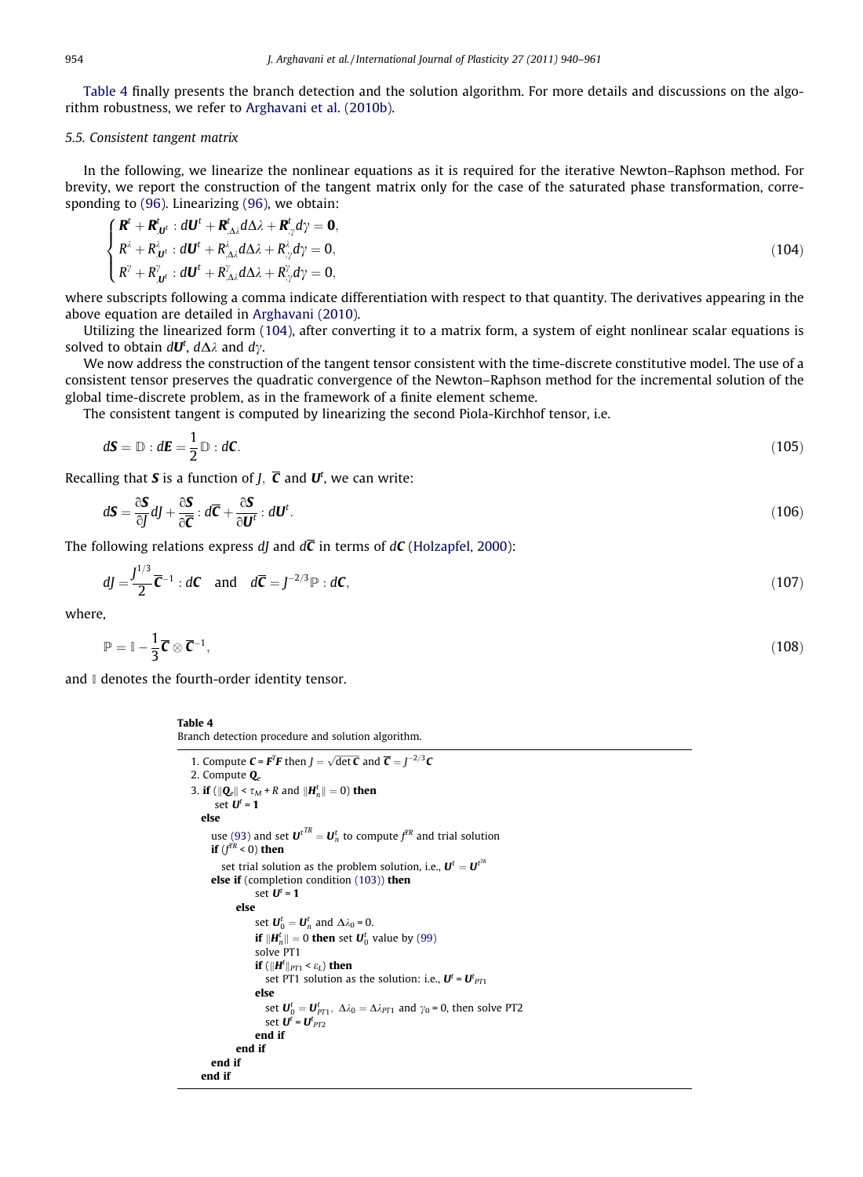Table 4 finally presents the branch detection and the solution algorithm. For more details and discussions on the algorithm robustness, we refer to Arghavani et al. (2010b).

### 5.5. Consistent tangent matrix

In the following, we linearize the nonlinear equations as it is required for the iterative Newton–Raphson method. For brevity, we report the construction of the tangent matrix only for the case of the saturated phase transformation, corresponding to (96). Linearizing (96), we obtain:

$$\begin{cases} \boldsymbol{R}^t + \boldsymbol{R}^t_{,\boldsymbol{U}^t} : d\boldsymbol{U}^t + \boldsymbol{R}^t_{,\Delta\lambda} d\Delta\lambda + \boldsymbol{R}^t_{,\gamma} d\gamma = \boldsymbol{0}, \\ R^\lambda + R^\lambda_{,\boldsymbol{U}^t} : d\boldsymbol{U}^t + R^\lambda_{,\Delta\lambda} d\Delta\lambda + R^\lambda_{,\gamma} d\gamma = 0, \\ R^\gamma + R^\gamma_{,\boldsymbol{U}^t} : d\boldsymbol{U}^t + R^\gamma_{,\Delta\lambda} d\Delta\lambda + R^\gamma_{,\gamma} d\gamma = 0, \end{cases} \tag{104}$$

where subscripts following a comma indicate differentiation with respect to that quantity. The derivatives appearing in the above equation are detailed in Arghavani (2010).

Utilizing the linearized form (104), after converting it to a matrix form, a system of eight nonlinear scalar equations is solved to obtain $d\boldsymbol{U}^t$, $d\Delta\lambda$ and $d\gamma$.

We now address the construction of the tangent tensor consistent with the time-discrete constitutive model. The use of a consistent tensor preserves the quadratic convergence of the Newton–Raphson method for the incremental solution of the global time-discrete problem, as in the framework of a finite element scheme.

The consistent tangent is computed by linearizing the second Piola-Kirchhof tensor, i.e.

$$d\boldsymbol{S} = \mathbb{D} : d\boldsymbol{E} = \frac{1}{2}\mathbb{D} : d\boldsymbol{C}. \tag{105}$$

Recalling that $\boldsymbol{S}$ is a function of $J$, $\overline{\boldsymbol{C}}$ and $\boldsymbol{U}^t$, we can write:

$$d\boldsymbol{S} = \frac{\partial \boldsymbol{S}}{\partial J} dJ + \frac{\partial \boldsymbol{S}}{\partial \overline{\boldsymbol{C}}} : d\overline{\boldsymbol{C}} + \frac{\partial \boldsymbol{S}}{\partial \boldsymbol{U}^t} : d\boldsymbol{U}^t. \tag{106}$$

The following relations express $dJ$ and $d\overline{\boldsymbol{C}}$ in terms of $d\boldsymbol{C}$ (Holzapfel, 2000):

$$dJ = \frac{J^{1/3}}{2}\overline{\boldsymbol{C}}^{-1} : d\boldsymbol{C} \quad \text{and} \quad d\overline{\boldsymbol{C}} = J^{-2/3}\mathbb{P} : d\boldsymbol{C}, \tag{107}$$

where,

$$\mathbb{P} = \mathbb{I} - \frac{1}{3}\overline{\boldsymbol{C}} \otimes \overline{\boldsymbol{C}}^{-1}, \tag{108}$$

and $\mathbb{I}$ denotes the fourth-order identity tensor.

**Table 4**
Branch detection procedure and solution algorithm.

```
1. Compute C = F^T F then J = sqrt(det C) and C̄ = J^{-2/3} C
2. Compute Q_e
3. if (||Q_e|| < τ_M + R and ||H^t_n|| = 0) then
      set U^t = 1
   else
      use (93) and set U^{t TR} = U^t_n to compute f^{TR} and trial solution
      if (f^{TR} < 0) then
         set trial solution as the problem solution, i.e., U^t = U^{t TR}
      else if (completion condition (103)) then
            set U^t = 1
         else
            set U^t_0 = U^t_n and Δλ_0 = 0.
            if ||H^t_n|| = 0 then set U^t_0 value by (99)
            solve PT1
            if (||H^t||_{PT1} < ε_L) then
               set PT1 solution as the solution: i.e., U^t = U^t_{PT1}
            else
               set U^t_0 = U^t_{PT1}, Δλ_0 = Δλ_{PT1} and γ_0 = 0, then solve PT2
               set U^t = U^t_{PT2}
            end if
         end if
      end if
   end if
```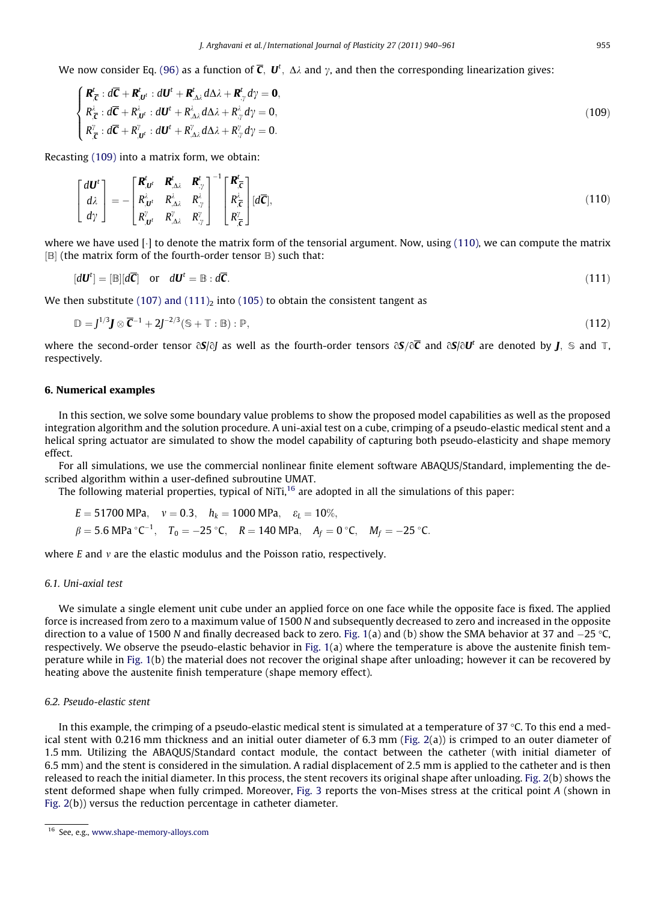We now consider Eq. (96) as a function of $\overline{\boldsymbol{C}}$, $\boldsymbol{U}^t$, $\Delta\lambda$ and $\gamma$, and then the corresponding linearization gives:

$$
\begin{cases}
\boldsymbol{R}^t_{,\overline{\boldsymbol{C}}} : d\overline{\boldsymbol{C}} + \boldsymbol{R}^t_{,\boldsymbol{U}^t} : d\boldsymbol{U}^t + \boldsymbol{R}^t_{,\Delta\lambda}\, d\Delta\lambda + \boldsymbol{R}^t_{,\gamma}\, d\gamma = \boldsymbol{0}, \\
R^\lambda_{,\overline{\boldsymbol{C}}} : d\overline{\boldsymbol{C}} + R^\lambda_{,\boldsymbol{U}^t} : d\boldsymbol{U}^t + R^\lambda_{,\Delta\lambda}\, d\Delta\lambda + R^\lambda_{,\gamma}\, d\gamma = 0, \\
R^\gamma_{,\overline{\boldsymbol{C}}} : d\overline{\boldsymbol{C}} + R^\gamma_{,\boldsymbol{U}^t} : d\boldsymbol{U}^t + R^\gamma_{,\Delta\lambda}\, d\Delta\lambda + R^\gamma_{,\gamma}\, d\gamma = 0.
\end{cases}
\tag{109}
$$

Recasting (109) into a matrix form, we obtain:

$$
\begin{bmatrix} d\boldsymbol{U}^t \\ d\lambda \\ d\gamma \end{bmatrix} = -\begin{bmatrix} \boldsymbol{R}^t_{,\boldsymbol{U}^t} & \boldsymbol{R}^t_{,\Delta\lambda} & \boldsymbol{R}^t_{,\gamma} \\ R^\lambda_{,\boldsymbol{U}^t} & R^\lambda_{,\Delta\lambda} & R^\lambda_{,\gamma} \\ R^\gamma_{,\boldsymbol{U}^t} & R^\gamma_{,\Delta\lambda} & R^\gamma_{,\gamma} \end{bmatrix}^{-1} \begin{bmatrix} \boldsymbol{R}^t_{,\overline{\boldsymbol{C}}} \\ R^\lambda_{,\overline{\boldsymbol{C}}} \\ R^\gamma_{,\overline{\boldsymbol{C}}} \end{bmatrix} [d\overline{\boldsymbol{C}}],
\tag{110}
$$

where we have used $[\cdot]$ to denote the matrix form of the tensorial argument. Now, using (110), we can compute the matrix $[\mathbb{B}]$ (the matrix form of the fourth-order tensor $\mathbb{B}$) such that:

$$
[d\boldsymbol{U}^t] = [\mathbb{B}][d\overline{\boldsymbol{C}}] \quad \text{or} \quad d\boldsymbol{U}^t = \mathbb{B} : d\overline{\boldsymbol{C}}.
\tag{111}
$$

We then substitute (107) and $(111)_2$ into (105) to obtain the consistent tangent as

$$
\mathbb{D} = J^{1/3}\boldsymbol{J} \otimes \overline{\boldsymbol{C}}^{-1} + 2J^{-2/3}(\mathbb{S} + \mathbb{T} : \mathbb{B}) : \mathbb{P},
\tag{112}
$$

where the second-order tensor $\partial\boldsymbol{S}/\partial J$ as well as the fourth-order tensors $\partial\boldsymbol{S}/\partial\overline{\boldsymbol{C}}$ and $\partial\boldsymbol{S}/\partial\boldsymbol{U}^t$ are denoted by $\boldsymbol{J}$, $\mathbb{S}$ and $\mathbb{T}$, respectively.

## 6. Numerical examples

In this section, we solve some boundary value problems to show the proposed model capabilities as well as the proposed integration algorithm and the solution procedure. A uni-axial test on a cube, crimping of a pseudo-elastic medical stent and a helical spring actuator are simulated to show the model capability of capturing both pseudo-elasticity and shape memory effect.

For all simulations, we use the commercial nonlinear finite element software ABAQUS/Standard, implementing the described algorithm within a user-defined subroutine UMAT.

The following material properties, typical of NiTi,[16] are adopted in all the simulations of this paper:

$$
E = 51700\ \text{MPa}, \quad \nu = 0.3, \quad h_k = 1000\ \text{MPa}, \quad \varepsilon_L = 10\%,
$$
$$
\beta = 5.6\ \text{MPa}\ {}^\circ\text{C}^{-1}, \quad T_0 = -25\ {}^\circ\text{C}, \quad R = 140\ \text{MPa}, \quad A_f = 0\ {}^\circ\text{C}, \quad M_f = -25\ {}^\circ\text{C}.
$$

where $E$ and $\nu$ are the elastic modulus and the Poisson ratio, respectively.

### 6.1. Uni-axial test

We simulate a single element unit cube under an applied force on one face while the opposite face is fixed. The applied force is increased from zero to a maximum value of 1500 *N* and subsequently decreased to zero and increased in the opposite direction to a value of 1500 *N* and finally decreased back to zero. Fig. 1(a) and (b) show the SMA behavior at 37 and −25 °C, respectively. We observe the pseudo-elastic behavior in Fig. 1(a) where the temperature is above the austenite finish temperature while in Fig. 1(b) the material does not recover the original shape after unloading; however it can be recovered by heating above the austenite finish temperature (shape memory effect).

### 6.2. Pseudo-elastic stent

In this example, the crimping of a pseudo-elastic medical stent is simulated at a temperature of 37 °C. To this end a medical stent with 0.216 mm thickness and an initial outer diameter of 6.3 mm (Fig. 2(a)) is crimped to an outer diameter of 1.5 mm. Utilizing the ABAQUS/Standard contact module, the contact between the catheter (with initial diameter of 6.5 mm) and the stent is considered in the simulation. A radial displacement of 2.5 mm is applied to the catheter and is then released to reach the initial diameter. In this process, the stent recovers its original shape after unloading. Fig. 2(b) shows the stent deformed shape when fully crimped. Moreover, Fig. 3 reports the von-Mises stress at the critical point *A* (shown in Fig. 2(b)) versus the reduction percentage in catheter diameter.

[16] See, e.g., www.shape-memory-alloys.com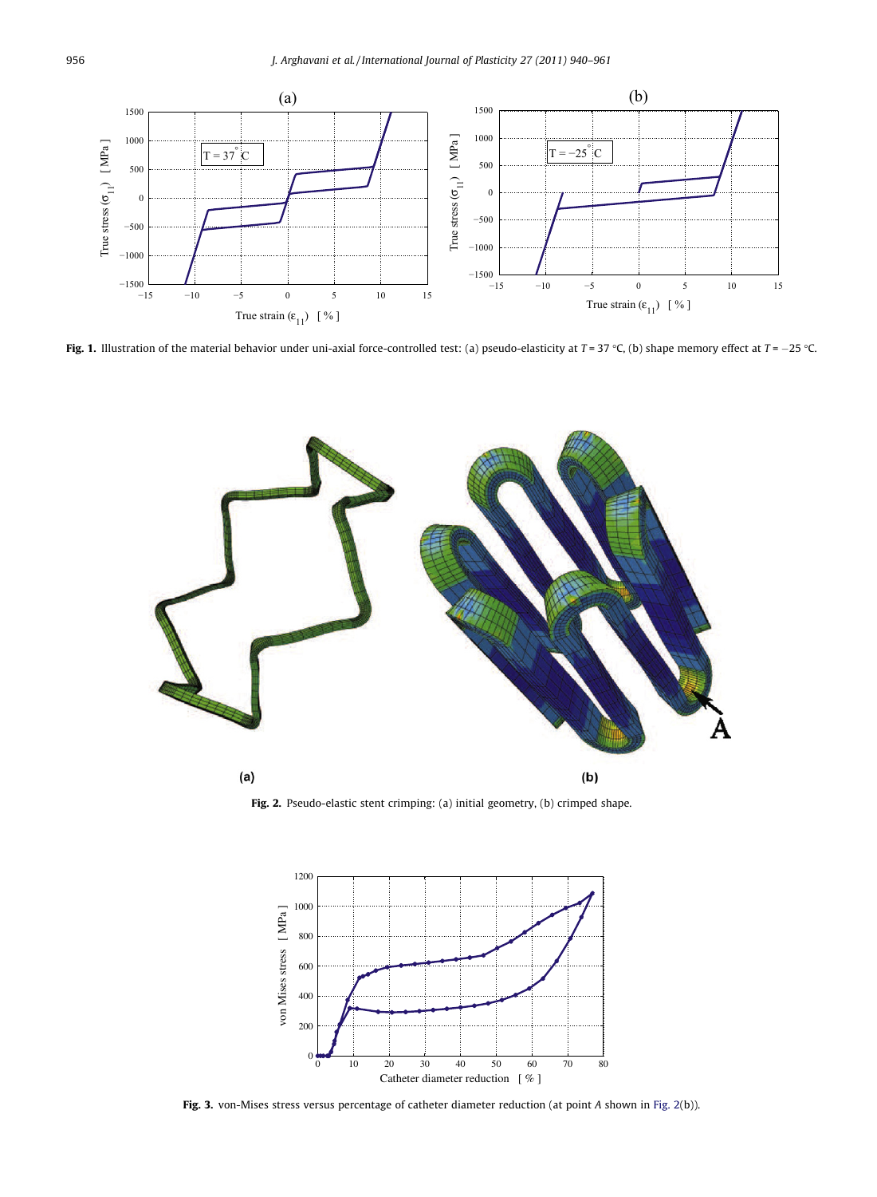**Fig. 1.** Illustration of the material behavior under uni-axial force-controlled test: (a) pseudo-elasticity at $T = 37$ °C, (b) shape memory effect at $T = -25$ °C.

**Fig. 2.** Pseudo-elastic stent crimping: (a) initial geometry, (b) crimped shape.

**Fig. 3.** von-Mises stress versus percentage of catheter diameter reduction (at point $A$ shown in Fig. 2(b)).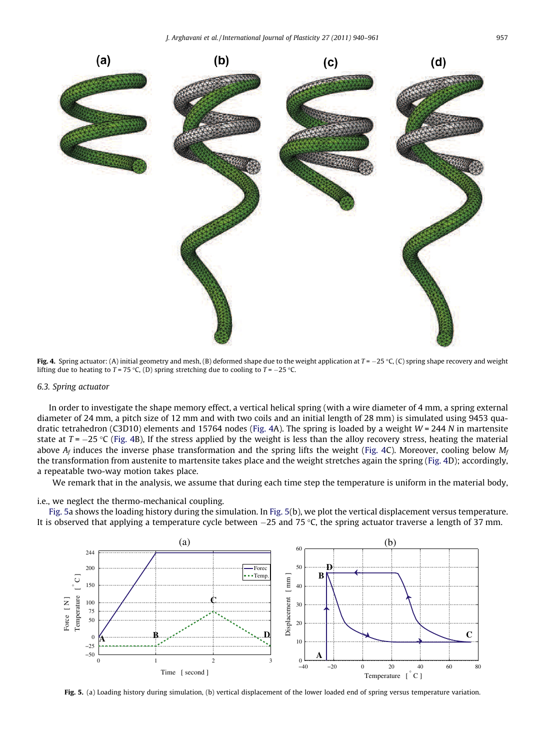**Fig. 4.** Spring actuator: (A) initial geometry and mesh, (B) deformed shape due to the weight application at $T = -25$ °C, (C) spring shape recovery and weight lifting due to heating to $T = 75$ °C, (D) spring stretching due to cooling to $T = -25$ °C.

### 6.3. Spring actuator

In order to investigate the shape memory effect, a vertical helical spring (with a wire diameter of 4 mm, a spring external diameter of 24 mm, a pitch size of 12 mm and with two coils and an initial length of 28 mm) is simulated using 9453 quadratic tetrahedron (C3D10) elements and 15764 nodes (Fig. 4A). The spring is loaded by a weight $W = 244$ $N$ in martensite state at $T = -25$ °C (Fig. 4B), If the stress applied by the weight is less than the alloy recovery stress, heating the material above $A_f$ induces the inverse phase transformation and the spring lifts the weight (Fig. 4C). Moreover, cooling below $M_f$ the transformation from austenite to martensite takes place and the weight stretches again the spring (Fig. 4D); accordingly, a repeatable two-way motion takes place.

We remark that in the analysis, we assume that during each time step the temperature is uniform in the material body, i.e., we neglect the thermo-mechanical coupling.

Fig. 5a shows the loading history during the simulation. In Fig. 5(b), we plot the vertical displacement versus temperature. It is observed that applying a temperature cycle between $-25$ and 75 °C, the spring actuator traverse a length of 37 mm.

**Fig. 5.** (a) Loading history during simulation, (b) vertical displacement of the lower loaded end of spring versus temperature variation.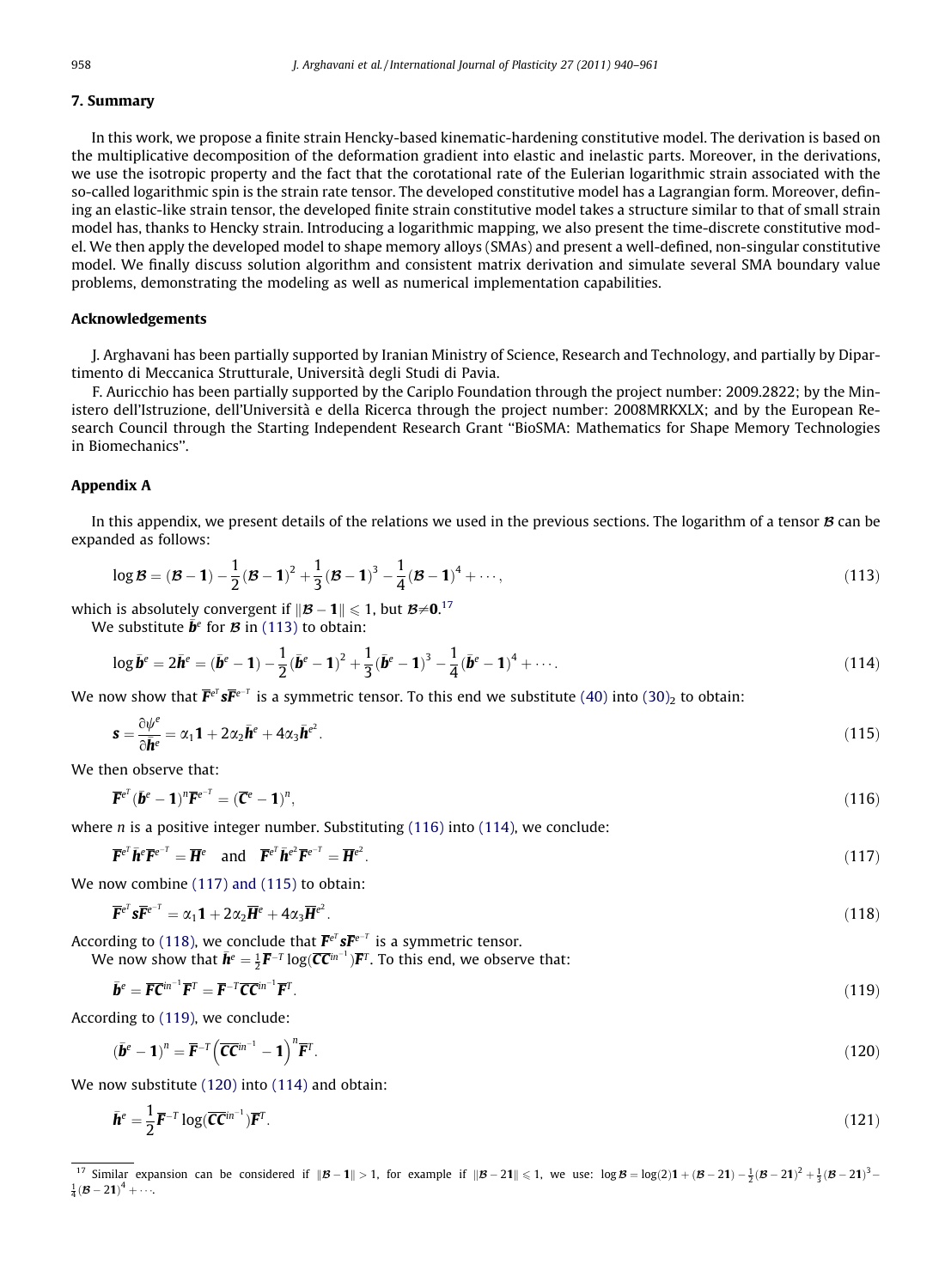## 7. Summary

In this work, we propose a finite strain Hencky-based kinematic-hardening constitutive model. The derivation is based on the multiplicative decomposition of the deformation gradient into elastic and inelastic parts. Moreover, in the derivations, we use the isotropic property and the fact that the corotational rate of the Eulerian logarithmic strain associated with the so-called logarithmic spin is the strain rate tensor. The developed constitutive model has a Lagrangian form. Moreover, defining an elastic-like strain tensor, the developed finite strain constitutive model takes a structure similar to that of small strain model has, thanks to Hencky strain. Introducing a logarithmic mapping, we also present the time-discrete constitutive model. We then apply the developed model to shape memory alloys (SMAs) and present a well-defined, non-singular constitutive model. We finally discuss solution algorithm and consistent matrix derivation and simulate several SMA boundary value problems, demonstrating the modeling as well as numerical implementation capabilities.

## Acknowledgements

J. Arghavani has been partially supported by Iranian Ministry of Science, Research and Technology, and partially by Dipartimento di Meccanica Strutturale, Università degli Studi di Pavia.

F. Auricchio has been partially supported by the Cariplo Foundation through the project number: 2009.2822; by the Ministero dell'Istruzione, dell'Università e della Ricerca through the project number: 2008MRKXLX; and by the European Research Council through the Starting Independent Research Grant "BioSMA: Mathematics for Shape Memory Technologies in Biomechanics".

## Appendix A

In this appendix, we present details of the relations we used in the previous sections. The logarithm of a tensor $\mathcal{B}$ can be expanded as follows:

$$\log \mathcal{B} = (\mathcal{B} - \mathbf{1}) - \frac{1}{2}(\mathcal{B} - \mathbf{1})^2 + \frac{1}{3}(\mathcal{B} - \mathbf{1})^3 - \frac{1}{4}(\mathcal{B} - \mathbf{1})^4 + \cdots, \tag{113}$$

which is absolutely convergent if $\|\mathcal{B} - \mathbf{1}\| \leqslant 1$, but $\mathcal{B} \neq \mathbf{0}$.[17]

We substitute $\bar{\boldsymbol{b}}^e$ for $\mathcal{B}$ in (113) to obtain:

$$\log \bar{\boldsymbol{b}}^e = 2\bar{\boldsymbol{h}}^e = (\bar{\boldsymbol{b}}^e - \mathbf{1}) - \frac{1}{2}(\bar{\boldsymbol{b}}^e - \mathbf{1})^2 + \frac{1}{3}(\bar{\boldsymbol{b}}^e - \mathbf{1})^3 - \frac{1}{4}(\bar{\boldsymbol{b}}^e - \mathbf{1})^4 + \cdots. \tag{114}$$

We now show that $\overline{\boldsymbol{F}}^{e^T} \boldsymbol{s} \overline{\boldsymbol{F}}^{e^{-T}}$ is a symmetric tensor. To this end we substitute (40) into $(30)_2$ to obtain:

$$\boldsymbol{s} = \frac{\partial \psi^e}{\partial \bar{\boldsymbol{h}}^e} = \alpha_1 \mathbf{1} + 2\alpha_2 \bar{\boldsymbol{h}}^e + 4\alpha_3 \bar{\boldsymbol{h}}^{e^2}. \tag{115}$$

We then observe that:

$$\overline{\boldsymbol{F}}^{e^T} (\bar{\boldsymbol{b}}^e - \mathbf{1})^n \overline{\boldsymbol{F}}^{e^{-T}} = (\overline{\boldsymbol{C}}^e - \mathbf{1})^n, \tag{116}$$

where $n$ is a positive integer number. Substituting (116) into (114), we conclude:

$$\overline{\boldsymbol{F}}^{e^T} \bar{\boldsymbol{h}}^e \overline{\boldsymbol{F}}^{e^{-T}} = \overline{\boldsymbol{H}}^e \quad \text{and} \quad \overline{\boldsymbol{F}}^{e^T} \bar{\boldsymbol{h}}^{e^2} \overline{\boldsymbol{F}}^{e^{-T}} = \overline{\boldsymbol{H}}^{e^2}. \tag{117}$$

We now combine (117) and (115) to obtain:

$$\overline{\boldsymbol{F}}^{e^T} \boldsymbol{s} \overline{\boldsymbol{F}}^{e^{-T}} = \alpha_1 \mathbf{1} + 2\alpha_2 \overline{\boldsymbol{H}}^e + 4\alpha_3 \overline{\boldsymbol{H}}^{e^2}. \tag{118}$$

According to (118), we conclude that $\overline{\boldsymbol{F}}^{e^T} \boldsymbol{s} \overline{\boldsymbol{F}}^{e^{-T}}$ is a symmetric tensor.

We now show that $\bar{\boldsymbol{h}}^e = \frac{1}{2} \overline{\boldsymbol{F}}^{-T} \log(\overline{\boldsymbol{C}} \overline{\boldsymbol{C}}^{in^{-1}}) \overline{\boldsymbol{F}}^T$. To this end, we observe that:

$$\bar{\boldsymbol{b}}^e = \overline{\boldsymbol{F}} \overline{\boldsymbol{C}}^{in^{-1}} \overline{\boldsymbol{F}}^T = \overline{\boldsymbol{F}}^{-T} \overline{\boldsymbol{C}} \overline{\boldsymbol{C}}^{in^{-1}} \overline{\boldsymbol{F}}^T. \tag{119}$$

According to (119), we conclude:

$$(\bar{\boldsymbol{b}}^e - \mathbf{1})^n = \overline{\boldsymbol{F}}^{-T} \left( \overline{\boldsymbol{C}} \overline{\boldsymbol{C}}^{in^{-1}} - \mathbf{1} \right)^n \overline{\boldsymbol{F}}^T. \tag{120}$$

We now substitute (120) into (114) and obtain:

$$\bar{\boldsymbol{h}}^e = \frac{1}{2} \overline{\boldsymbol{F}}^{-T} \log(\overline{\boldsymbol{C}} \overline{\boldsymbol{C}}^{in^{-1}}) \overline{\boldsymbol{F}}^T. \tag{121}$$

---

[17] Similar expansion can be considered if $\|\mathcal{B} - \mathbf{1}\| > 1$, for example if $\|\mathcal{B} - 2\mathbf{1}\| \leqslant 1$, we use: $\log \mathcal{B} = \log(2)\mathbf{1} + (\mathcal{B} - 2\mathbf{1}) - \frac{1}{2}(\mathcal{B} - 2\mathbf{1})^2 + \frac{1}{3}(\mathcal{B} - 2\mathbf{1})^3 - \frac{1}{4}(\mathcal{B} - 2\mathbf{1})^4 + \cdots$.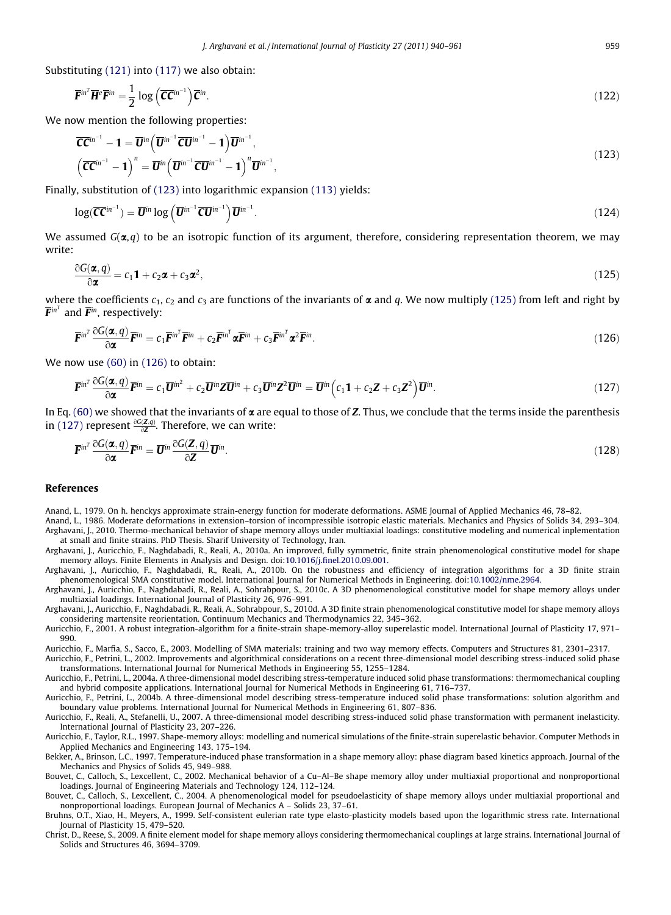Substituting (121) into (117) we also obtain:

$$\overline{\boldsymbol{F}}^{in^T}\overline{\boldsymbol{H}}^e\overline{\boldsymbol{F}}^{in} = \frac{1}{2}\log\left(\overline{\boldsymbol{C}}\overline{\boldsymbol{C}}^{in^{-1}}\right)\overline{\boldsymbol{C}}^{in}. \tag{122}$$

We now mention the following properties:

$$\begin{aligned}
&\overline{\boldsymbol{C}}\overline{\boldsymbol{C}}^{in^{-1}} - \mathbf{1} = \overline{\boldsymbol{U}}^{in}\left(\overline{\boldsymbol{U}}^{in^{-1}}\overline{\boldsymbol{C}}\overline{\boldsymbol{U}}^{in^{-1}} - \mathbf{1}\right)\overline{\boldsymbol{U}}^{in^{-1}},\\
&\left(\overline{\boldsymbol{C}}\overline{\boldsymbol{C}}^{in^{-1}} - \mathbf{1}\right)^n = \overline{\boldsymbol{U}}^{in}\left(\overline{\boldsymbol{U}}^{in^{-1}}\overline{\boldsymbol{C}}\overline{\boldsymbol{U}}^{in^{-1}} - \mathbf{1}\right)^n\overline{\boldsymbol{U}}^{in^{-1}},
\end{aligned} \tag{123}$$

Finally, substitution of (123) into logarithmic expansion (113) yields:

$$\log(\overline{\boldsymbol{C}}\overline{\boldsymbol{C}}^{in^{-1}}) = \overline{\boldsymbol{U}}^{in}\log\left(\overline{\boldsymbol{U}}^{in^{-1}}\overline{\boldsymbol{C}}\overline{\boldsymbol{U}}^{in^{-1}}\right)\overline{\boldsymbol{U}}^{in^{-1}}. \tag{124}$$

We assumed $G(\boldsymbol{\alpha}, q)$ to be an isotropic function of its argument, therefore, considering representation theorem, we may write:

$$\frac{\partial G(\boldsymbol{\alpha}, q)}{\partial \boldsymbol{\alpha}} = c_1\mathbf{1} + c_2\boldsymbol{\alpha} + c_3\boldsymbol{\alpha}^2, \tag{125}$$

where the coefficients $c_1$, $c_2$ and $c_3$ are functions of the invariants of $\boldsymbol{\alpha}$ and $q$. We now multiply (125) from left and right by $\overline{\boldsymbol{F}}^{in^T}$ and $\overline{\boldsymbol{F}}^{in}$, respectively:

$$\overline{\boldsymbol{F}}^{in^T}\frac{\partial G(\boldsymbol{\alpha}, q)}{\partial \boldsymbol{\alpha}}\overline{\boldsymbol{F}}^{in} = c_1\overline{\boldsymbol{F}}^{in^T}\overline{\boldsymbol{F}}^{in} + c_2\overline{\boldsymbol{F}}^{in^T}\boldsymbol{\alpha}\overline{\boldsymbol{F}}^{in} + c_3\overline{\boldsymbol{F}}^{in^T}\boldsymbol{\alpha}^2\overline{\boldsymbol{F}}^{in}. \tag{126}$$

We now use (60) in (126) to obtain:

$$\overline{\boldsymbol{F}}^{in^T}\frac{\partial G(\boldsymbol{\alpha}, q)}{\partial \boldsymbol{\alpha}}\overline{\boldsymbol{F}}^{in} = c_1\overline{\boldsymbol{U}}^{in^2} + c_2\overline{\boldsymbol{U}}^{in}\boldsymbol{Z}\overline{\boldsymbol{U}}^{in} + c_3\overline{\boldsymbol{U}}^{in}\boldsymbol{Z}^2\overline{\boldsymbol{U}}^{in} = \overline{\boldsymbol{U}}^{in}\left(c_1\mathbf{1} + c_2\boldsymbol{Z} + c_3\boldsymbol{Z}^2\right)\overline{\boldsymbol{U}}^{in}. \tag{127}$$

In Eq. (60) we showed that the invariants of $\boldsymbol{\alpha}$ are equal to those of $\boldsymbol{Z}$. Thus, we conclude that the terms inside the parenthesis in (127) represent $\frac{\partial G(\boldsymbol{Z}, q)}{\partial \boldsymbol{Z}}$. Therefore, we can write:

$$\overline{\boldsymbol{F}}^{in^T}\frac{\partial G(\boldsymbol{\alpha}, q)}{\partial \boldsymbol{\alpha}}\overline{\boldsymbol{F}}^{in} = \overline{\boldsymbol{U}}^{in}\frac{\partial G(\boldsymbol{Z}, q)}{\partial \boldsymbol{Z}}\overline{\boldsymbol{U}}^{in}. \tag{128}$$

## References

Anand, L., 1979. On h. henckys approximate strain-energy function for moderate deformations. ASME Journal of Applied Mechanics 46, 78–82.

Anand, L., 1986. Moderate deformations in extension–torsion of incompressible isotropic elastic materials. Mechanics and Physics of Solids 34, 293–304.

Arghavani, J., 2010. Thermo-mechanical behavior of shape memory alloys under multiaxial loadings: constitutive modeling and numerical inplementation at small and finite strains. PhD Thesis. Sharif University of Technology, Iran.

Arghavani, J., Auricchio, F., Naghdabadi, R., Reali, A., 2010a. An improved, fully symmetric, finite strain phenomenological constitutive model for shape memory alloys. Finite Elements in Analysis and Design. doi:10.1016/j.finel.2010.09.001.

Arghavani, J., Auricchio, F., Naghdabadi, R., Reali, A., 2010b. On the robustness and efficiency of integration algorithms for a 3D finite strain phenomenological SMA constitutive model. International Journal for Numerical Methods in Engineering. doi:10.1002/nme.2964.

Arghavani, J., Auricchio, F., Naghdabadi, R., Reali, A., Sohrabpour, S., 2010c. A 3D phenomenological constitutive model for shape memory alloys under multiaxial loadings. International Journal of Plasticity 26, 976–991.

Arghavani, J., Auricchio, F., Naghdabadi, R., Reali, A., Sohrabpour, S., 2010d. A 3D finite strain phenomenological constitutive model for shape memory alloys considering martensite reorientation. Continuum Mechanics and Thermodynamics 22, 345–362.

Auricchio, F., 2001. A robust integration-algorithm for a finite-strain shape-memory-alloy superelastic model. International Journal of Plasticity 17, 971–990.

Auricchio, F., Marfia, S., Sacco, E., 2003. Modelling of SMA materials: training and two way memory effects. Computers and Structures 81, 2301–2317.

Auricchio, F., Petrini, L., 2002. Improvements and algorithmical considerations on a recent three-dimensional model describing stress-induced solid phase transformations. International Journal for Numerical Methods in Engineering 55, 1255–1284.

Auricchio, F., Petrini, L., 2004a. A three-dimensional model describing stress-temperature induced solid phase transformations: thermomechanical coupling and hybrid composite applications. International Journal for Numerical Methods in Engineering 61, 716–737.

Auricchio, F., Petrini, L., 2004b. A three-dimensional model describing stress-temperature induced solid phase transformations: solution algorithm and boundary value problems. International Journal for Numerical Methods in Engineering 61, 807–836.

Auricchio, F., Reali, A., Stefanelli, U., 2007. A three-dimensional model describing stress-induced solid phase transformation with permanent inelasticity. International Journal of Plasticity 23, 207–226.

Auricchio, F., Taylor, R.L., 1997. Shape-memory alloys: modelling and numerical simulations of the finite-strain superelastic behavior. Computer Methods in Applied Mechanics and Engineering 143, 175–194.

Bekker, A., Brinson, L.C., 1997. Temperature-induced phase transformation in a shape memory alloy: phase diagram based kinetics approach. Journal of the Mechanics and Physics of Solids 45, 949–988.

Bouvet, C., Calloch, S., Lexcellent, C., 2002. Mechanical behavior of a Cu–Al–Be shape memory alloy under multiaxial proportional and nonproportional loadings. Journal of Engineering Materials and Technology 124, 112–124.

Bouvet, C., Calloch, S., Lexcellent, C., 2004. A phenomenological model for pseudoelasticity of shape memory alloys under multiaxial proportional and nonproportional loadings. European Journal of Mechanics A – Solids 23, 37–61.

Bruhns, O.T., Xiao, H., Meyers, A., 1999. Self-consistent eulerian rate type elasto-plasticity models based upon the logarithmic stress rate. International Journal of Plasticity 15, 479–520.

Christ, D., Reese, S., 2009. A finite element model for shape memory alloys considering thermomechanical couplings at large strains. International Journal of Solids and Structures 46, 3694–3709.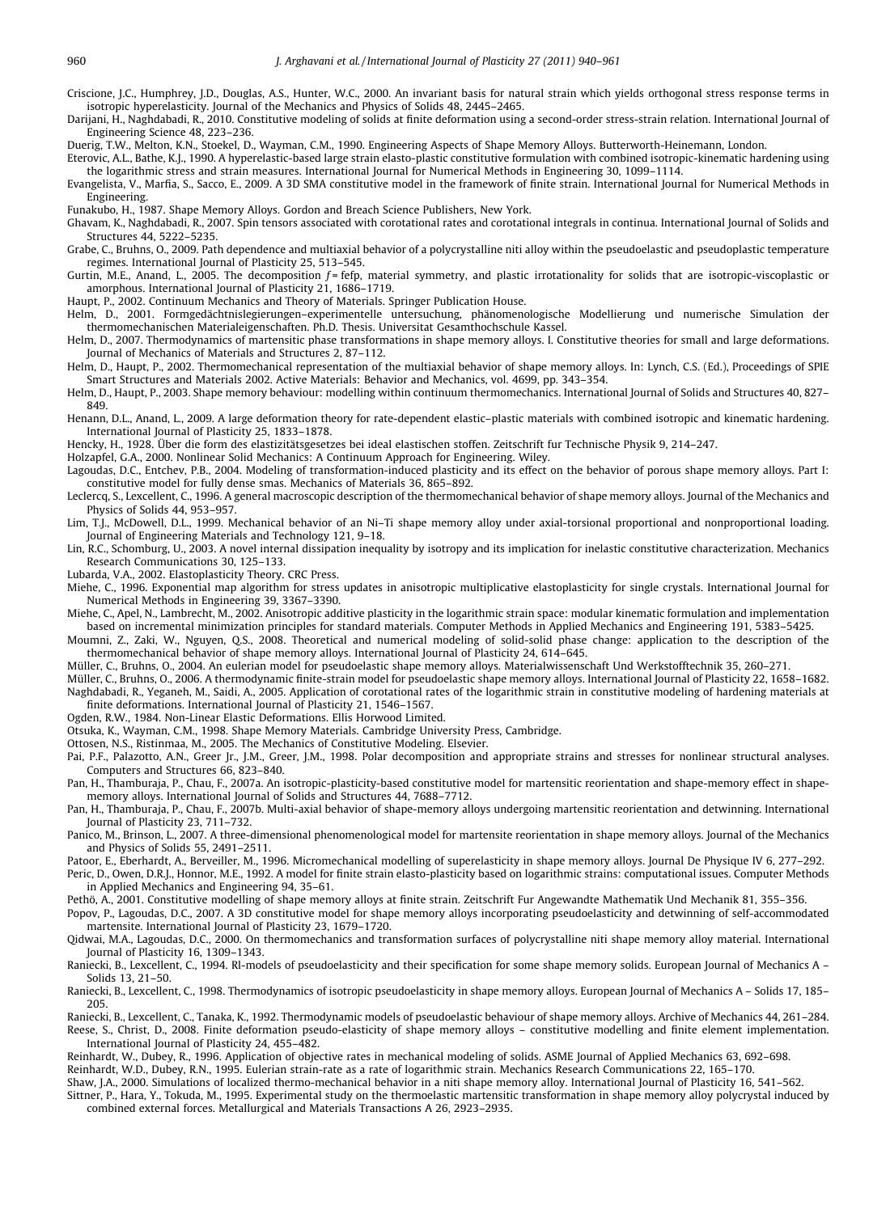Criscione, J.C., Humphrey, J.D., Douglas, A.S., Hunter, W.C., 2000. An invariant basis for natural strain which yields orthogonal stress response terms in isotropic hyperelasticity. Journal of the Mechanics and Physics of Solids 48, 2445–2465.

Darijani, H., Naghdabadi, R., 2010. Constitutive modeling of solids at finite deformation using a second-order stress-strain relation. International Journal of Engineering Science 48, 223–236.

Duerig, T.W., Melton, K.N., Stoekel, D., Wayman, C.M., 1990. Engineering Aspects of Shape Memory Alloys. Butterworth-Heinemann, London.

Eterovic, A.L., Bathe, K.J., 1990. A hyperelastic-based large strain elasto-plastic constitutive formulation with combined isotropic-kinematic hardening using the logarithmic stress and strain measures. International Journal for Numerical Methods in Engineering 30, 1099–1114.

Evangelista, V., Marfia, S., Sacco, E., 2009. A 3D SMA constitutive model in the framework of finite strain. International Journal for Numerical Methods in Engineering.

Funakubo, H., 1987. Shape Memory Alloys. Gordon and Breach Science Publishers, New York.

Ghavam, K., Naghdabadi, R., 2007. Spin tensors associated with corotational rates and corotational integrals in continua. International Journal of Solids and Structures 44, 5222–5235.

Grabe, C., Bruhns, O., 2009. Path dependence and multiaxial behavior of a polycrystalline niti alloy within the pseudoelastic and pseudoplastic temperature regimes. International Journal of Plasticity 25, 513–545.

Gurtin, M.E., Anand, L., 2005. The decomposition $f$ = fefp, material symmetry, and plastic irrotationality for solids that are isotropic-viscoplastic or amorphous. International Journal of Plasticity 21, 1686–1719.

Haupt, P., 2002. Continuum Mechanics and Theory of Materials. Springer Publication House.

Helm, D., 2001. Formgedächtnislegierungen–experimentelle untersuchung, phänomenologische Modellierung und numerische Simulation der thermomechanischen Materialeigenschaften. Ph.D. Thesis. Universitat Gesamthochschule Kassel.

Helm, D., 2007. Thermodynamics of martensitic phase transformations in shape memory alloys. I. Constitutive theories for small and large deformations. Journal of Mechanics of Materials and Structures 2, 87–112.

Helm, D., Haupt, P., 2002. Thermomechanical representation of the multiaxial behavior of shape memory alloys. In: Lynch, C.S. (Ed.), Proceedings of SPIE Smart Structures and Materials 2002. Active Materials: Behavior and Mechanics, vol. 4699, pp. 343–354.

Helm, D., Haupt, P., 2003. Shape memory behaviour: modelling within continuum thermomechanics. International Journal of Solids and Structures 40, 827–849.

Henann, D.L., Anand, L., 2009. A large deformation theory for rate-dependent elastic–plastic materials with combined isotropic and kinematic hardening. International Journal of Plasticity 25, 1833–1878.

Hencky, H., 1928. Über die form des elastizitätsgesetzes bei ideal elastischen stoffen. Zeitschrift fur Technische Physik 9, 214–247.

Holzapfel, G.A., 2000. Nonlinear Solid Mechanics: A Continuum Approach for Engineering. Wiley.

Lagoudas, D.C., Entchev, P.B., 2004. Modeling of transformation-induced plasticity and its effect on the behavior of porous shape memory alloys. Part I: constitutive model for fully dense smas. Mechanics of Materials 36, 865–892.

Leclercq, S., Lexcellent, C., 1996. A general macroscopic description of the thermomechanical behavior of shape memory alloys. Journal of the Mechanics and Physics of Solids 44, 953–957.

Lim, T.J., McDowell, D.L., 1999. Mechanical behavior of an Ni–Ti shape memory alloy under axial-torsional proportional and nonproportional loading. Journal of Engineering Materials and Technology 121, 9–18.

Lin, R.C., Schomburg, U., 2003. A novel internal dissipation inequality by isotropy and its implication for inelastic constitutive characterization. Mechanics Research Communications 30, 125–133.

Lubarda, V.A., 2002. Elastoplasticity Theory. CRC Press.

Miehe, C., 1996. Exponential map algorithm for stress updates in anisotropic multiplicative elastoplasticity for single crystals. International Journal for Numerical Methods in Engineering 39, 3367–3390.

Miehe, C., Apel, N., Lambrecht, M., 2002. Anisotropic additive plasticity in the logarithmic strain space: modular kinematic formulation and implementation based on incremental minimization principles for standard materials. Computer Methods in Applied Mechanics and Engineering 191, 5383–5425.

Moumni, Z., Zaki, W., Nguyen, Q.S., 2008. Theoretical and numerical modeling of solid-solid phase change: application to the description of the thermomechanical behavior of shape memory alloys. International Journal of Plasticity 24, 614–645.

Müller, C., Bruhns, O., 2004. An eulerian model for pseudoelastic shape memory alloys. Materialwissenschaft Und Werkstofftechnik 35, 260–271.

Müller, C., Bruhns, O., 2006. A thermodynamic finite-strain model for pseudoelastic shape memory alloys. International Journal of Plasticity 22, 1658–1682.

Naghdabadi, R., Yeganeh, M., Saidi, A., 2005. Application of corotational rates of the logarithmic strain in constitutive modeling of hardening materials at finite deformations. International Journal of Plasticity 21, 1546–1567.

Ogden, R.W., 1984. Non-Linear Elastic Deformations. Ellis Horwood Limited.

Otsuka, K., Wayman, C.M., 1998. Shape Memory Materials. Cambridge University Press, Cambridge.

Ottosen, N.S., Ristinmaa, M., 2005. The Mechanics of Constitutive Modeling. Elsevier.

Pai, P.F., Palazotto, A.N., Greer Jr., J.M., Greer, J.M., 1998. Polar decomposition and appropriate strains and stresses for nonlinear structural analyses. Computers and Structures 66, 823–840.

Pan, H., Thamburaja, P., Chau, F., 2007a. An isotropic-plasticity-based constitutive model for martensitic reorientation and shape-memory effect in shape-memory alloys. International Journal of Solids and Structures 44, 7688–7712.

Pan, H., Thamburaja, P., Chau, F., 2007b. Multi-axial behavior of shape-memory alloys undergoing martensitic reorientation and detwinning. International Journal of Plasticity 23, 711–732.

Panico, M., Brinson, L., 2007. A three-dimensional phenomenological model for martensite reorientation in shape memory alloys. Journal of the Mechanics and Physics of Solids 55, 2491–2511.

Patoor, E., Eberhardt, A., Berveiller, M., 1996. Micromechanical modelling of superelasticity in shape memory alloys. Journal De Physique IV 6, 277–292.

Peric, D., Owen, D.R.J., Honnor, M.E., 1992. A model for finite strain elasto-plasticity based on logarithmic strains: computational issues. Computer Methods in Applied Mechanics and Engineering 94, 35–61.

Pethö, A., 2001. Constitutive modelling of shape memory alloys at finite strain. Zeitschrift Fur Angewandte Mathematik Und Mechanik 81, 355–356.

Popov, P., Lagoudas, D.C., 2007. A 3D constitutive model for shape memory alloys incorporating pseudoelasticity and detwinning of self-accommodated martensite. International Journal of Plasticity 23, 1679–1720.

Qidwai, M.A., Lagoudas, D.C., 2000. On thermomechanics and transformation surfaces of polycrystalline niti shape memory alloy material. International Journal of Plasticity 16, 1309–1343.

Raniecki, B., Lexcellent, C., 1994. Rl-models of pseudoelasticity and their specification for some shape memory solids. European Journal of Mechanics A – Solids 13, 21–50.

Raniecki, B., Lexcellent, C., 1998. Thermodynamics of isotropic pseudoelasticity in shape memory alloys. European Journal of Mechanics A – Solids 17, 185–205.

Raniecki, B., Lexcellent, C., Tanaka, K., 1992. Thermodynamic models of pseudoelastic behaviour of shape memory alloys. Archive of Mechanics 44, 261–284.

Reese, S., Christ, D., 2008. Finite deformation pseudo-elasticity of shape memory alloys – constitutive modelling and finite element implementation. International Journal of Plasticity 24, 455–482.

Reinhardt, W., Dubey, R., 1996. Application of objective rates in mechanical modeling of solids. ASME Journal of Applied Mechanics 63, 692–698.

Reinhardt, W.D., Dubey, R.N., 1995. Eulerian strain-rate as a rate of logarithmic strain. Mechanics Research Communications 22, 165–170.

Shaw, J.A., 2000. Simulations of localized thermo-mechanical behavior in a niti shape memory alloy. International Journal of Plasticity 16, 541–562.

Sittner, P., Hara, Y., Tokuda, M., 1995. Experimental study on the thermoelastic martensitic transformation in shape memory alloy polycrystal induced by combined external forces. Metallurgical and Materials Transactions A 26, 2923–2935.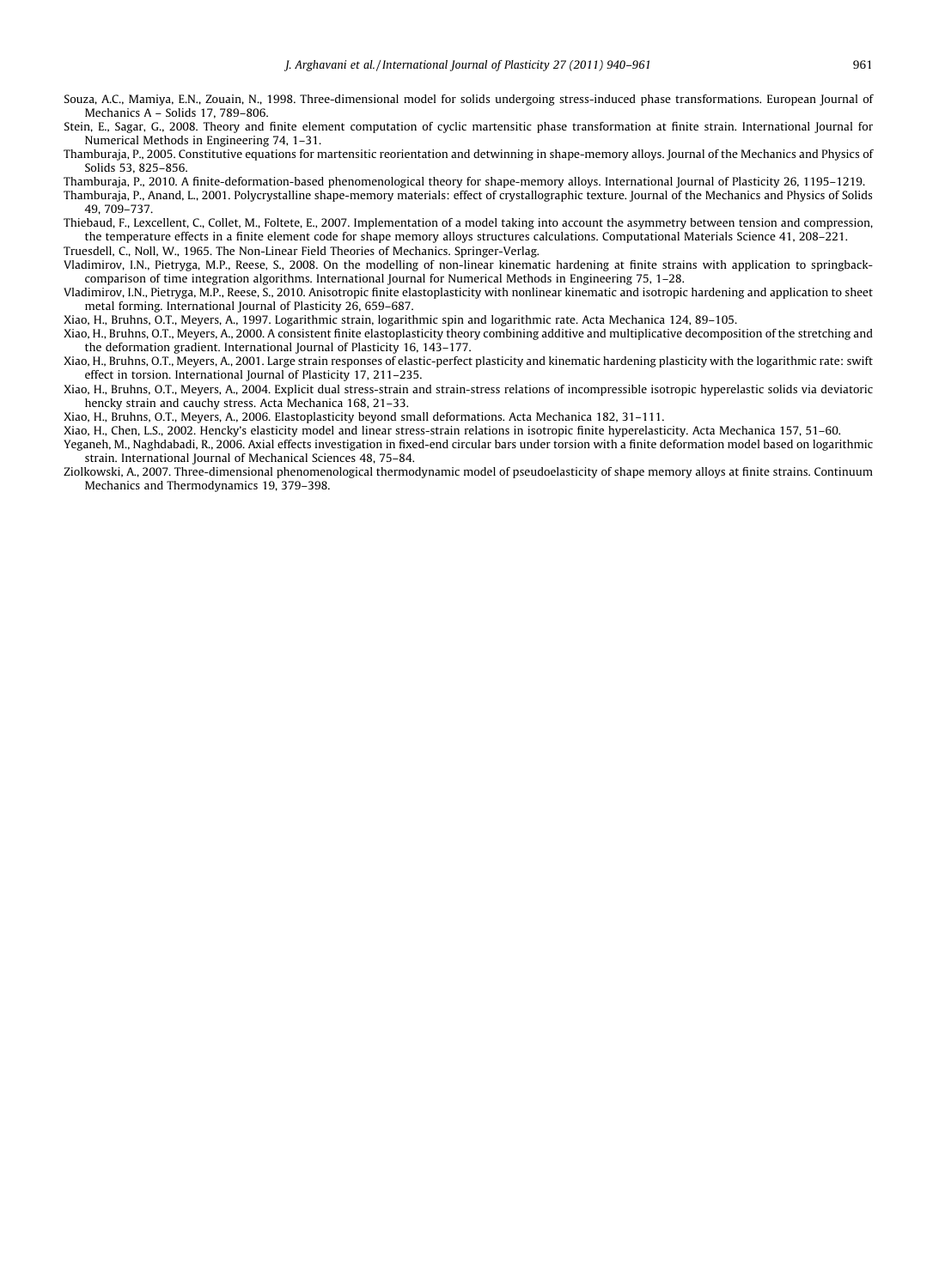Souza, A.C., Mamiya, E.N., Zouain, N., 1998. Three-dimensional model for solids undergoing stress-induced phase transformations. European Journal of Mechanics A – Solids 17, 789–806.

Stein, E., Sagar, G., 2008. Theory and finite element computation of cyclic martensitic phase transformation at finite strain. International Journal for Numerical Methods in Engineering 74, 1–31.

Thamburaja, P., 2005. Constitutive equations for martensitic reorientation and detwinning in shape-memory alloys. Journal of the Mechanics and Physics of Solids 53, 825–856.

Thamburaja, P., 2010. A finite-deformation-based phenomenological theory for shape-memory alloys. International Journal of Plasticity 26, 1195–1219.

Thamburaja, P., Anand, L., 2001. Polycrystalline shape-memory materials: effect of crystallographic texture. Journal of the Mechanics and Physics of Solids 49, 709–737.

Thiebaud, F., Lexcellent, C., Collet, M., Foltete, E., 2007. Implementation of a model taking into account the asymmetry between tension and compression, the temperature effects in a finite element code for shape memory alloys structures calculations. Computational Materials Science 41, 208–221.

Truesdell, C., Noll, W., 1965. The Non-Linear Field Theories of Mechanics. Springer-Verlag.

Vladimirov, I.N., Pietryga, M.P., Reese, S., 2008. On the modelling of non-linear kinematic hardening at finite strains with application to springback-comparison of time integration algorithms. International Journal for Numerical Methods in Engineering 75, 1–28.

Vladimirov, I.N., Pietryga, M.P., Reese, S., 2010. Anisotropic finite elastoplasticity with nonlinear kinematic and isotropic hardening and application to sheet metal forming. International Journal of Plasticity 26, 659–687.

Xiao, H., Bruhns, O.T., Meyers, A., 1997. Logarithmic strain, logarithmic spin and logarithmic rate. Acta Mechanica 124, 89–105.

Xiao, H., Bruhns, O.T., Meyers, A., 2000. A consistent finite elastoplasticity theory combining additive and multiplicative decomposition of the stretching and the deformation gradient. International Journal of Plasticity 16, 143–177.

Xiao, H., Bruhns, O.T., Meyers, A., 2001. Large strain responses of elastic-perfect plasticity and kinematic hardening plasticity with the logarithmic rate: swift effect in torsion. International Journal of Plasticity 17, 211–235.

Xiao, H., Bruhns, O.T., Meyers, A., 2004. Explicit dual stress-strain and strain-stress relations of incompressible isotropic hyperelastic solids via deviatoric hencky strain and cauchy stress. Acta Mechanica 168, 21–33.

Xiao, H., Bruhns, O.T., Meyers, A., 2006. Elastoplasticity beyond small deformations. Acta Mechanica 182, 31–111.

Xiao, H., Chen, L.S., 2002. Hencky's elasticity model and linear stress-strain relations in isotropic finite hyperelasticity. Acta Mechanica 157, 51–60.

Yeganeh, M., Naghdabadi, R., 2006. Axial effects investigation in fixed-end circular bars under torsion with a finite deformation model based on logarithmic strain. International Journal of Mechanical Sciences 48, 75–84.

Ziolkowski, A., 2007. Three-dimensional phenomenological thermodynamic model of pseudoelasticity of shape memory alloys at finite strains. Continuum Mechanics and Thermodynamics 19, 379–398.